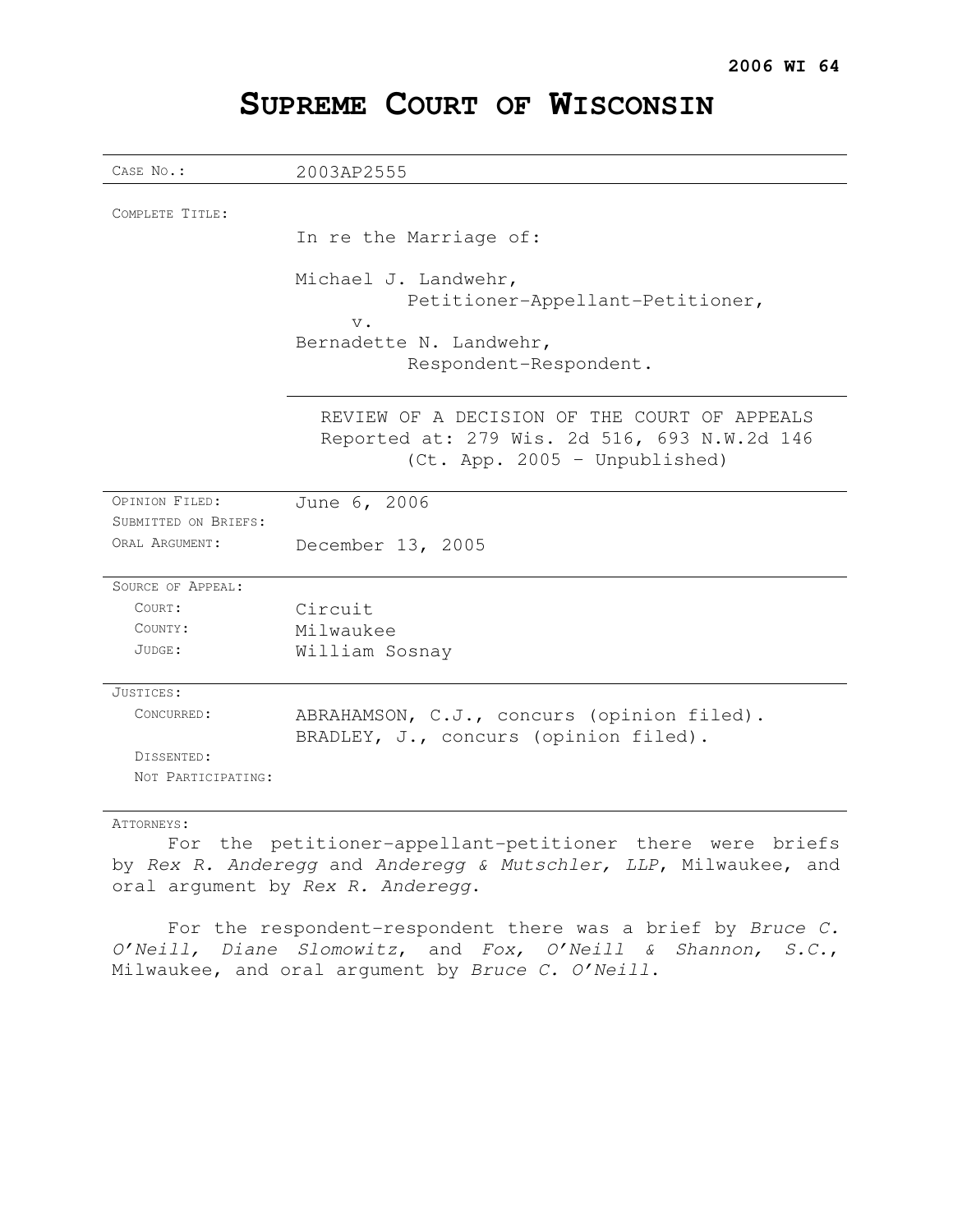**2006 WI 64**

# SUPREME COURT OF WISCONSIN

| | |
|---|---|
| CASE NO.: | 2003AP2555 |
| COMPLETE TITLE: | In re the Marriage of:<br><br>Michael J. Landwehr,<br>Petitioner-Appellant-Petitioner,<br>v.<br>Bernadette N. Landwehr,<br>Respondent-Respondent. |
| | REVIEW OF A DECISION OF THE COURT OF APPEALS<br>Reported at: 279 Wis. 2d 516, 693 N.W.2d 146<br>(Ct. App. 2005 – Unpublished) |
| OPINION FILED: | June 6, 2006 |
| SUBMITTED ON BRIEFS: | |
| ORAL ARGUMENT: | December 13, 2005 |
| SOURCE OF APPEAL: | |
| COURT: | Circuit |
| COUNTY: | Milwaukee |
| JUDGE: | William Sosnay |
| JUSTICES: | |
| CONCURRED: | ABRAHAMSON, C.J., concurs (opinion filed).<br>BRADLEY, J., concurs (opinion filed). |
| DISSENTED: | |
| NOT PARTICIPATING: | |

ATTORNEYS:

For the petitioner-appellant-petitioner there were briefs by *Rex R. Anderegg* and *Anderegg & Mutschler, LLP*, Milwaukee, and oral argument by *Rex R. Anderegg*.

For the respondent-respondent there was a brief by *Bruce C. O'Neill*, *Diane Slomowitz*, and *Fox, O'Neill & Shannon, S.C.*, Milwaukee, and oral argument by *Bruce C. O'Neill*.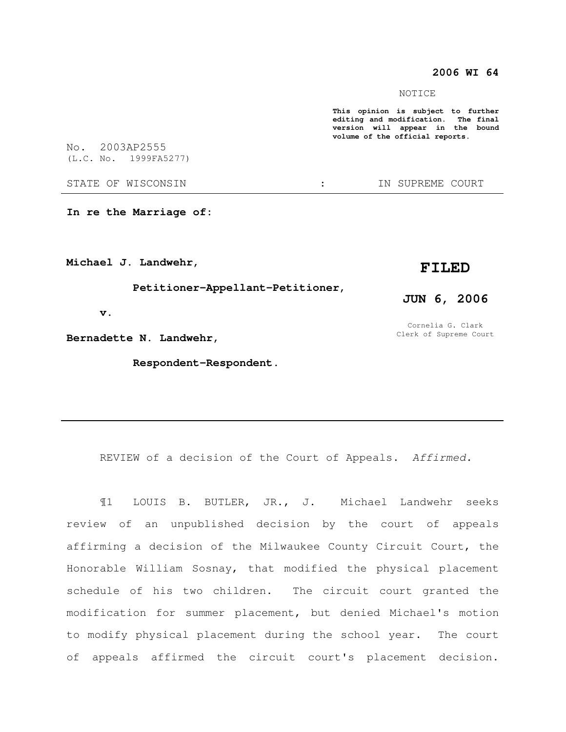**2006 WI 64**

NOTICE

**This opinion is subject to further editing and modification. The final version will appear in the bound volume of the official reports.**

No. 2003AP2555
(L.C. No. 1999FA5277)

STATE OF WISCONSIN : IN SUPREME COURT

**In re the Marriage of:**

**Michael J. Landwehr,**

**Petitioner-Appellant-Petitioner,**

**v.**

**Bernadette N. Landwehr,**

**Respondent-Respondent.**

**FILED**

**JUN 6, 2006**

Cornelia G. Clark
Clerk of Supreme Court

---

REVIEW of a decision of the Court of Appeals. *Affirmed.*

¶1 LOUIS B. BUTLER, JR., J. Michael Landwehr seeks review of an unpublished decision by the court of appeals affirming a decision of the Milwaukee County Circuit Court, the Honorable William Sosnay, that modified the physical placement schedule of his two children. The circuit court granted the modification for summer placement, but denied Michael's motion to modify physical placement during the school year. The court of appeals affirmed the circuit court's placement decision.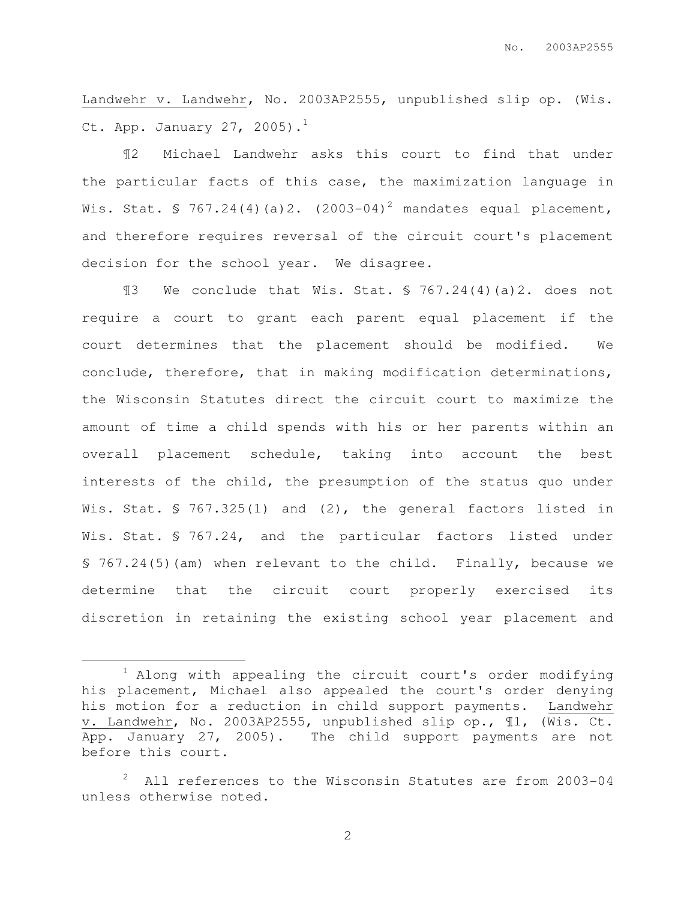Landwehr v. Landwehr, No. 2003AP2555, unpublished slip op. (Wis. Ct. App. January 27, 2005).[1]

¶2 Michael Landwehr asks this court to find that under the particular facts of this case, the maximization language in Wis. Stat. § 767.24(4)(a)2. (2003-04)[2] mandates equal placement, and therefore requires reversal of the circuit court's placement decision for the school year. We disagree.

¶3 We conclude that Wis. Stat. § 767.24(4)(a)2. does not require a court to grant each parent equal placement if the court determines that the placement should be modified. We conclude, therefore, that in making modification determinations, the Wisconsin Statutes direct the circuit court to maximize the amount of time a child spends with his or her parents within an overall placement schedule, taking into account the best interests of the child, the presumption of the status quo under Wis. Stat. § 767.325(1) and (2), the general factors listed in Wis. Stat. § 767.24, and the particular factors listed under § 767.24(5)(am) when relevant to the child. Finally, because we determine that the circuit court properly exercised its discretion in retaining the existing school year placement and

---

[1] Along with appealing the circuit court's order modifying his placement, Michael also appealed the court's order denying his motion for a reduction in child support payments. Landwehr v. Landwehr, No. 2003AP2555, unpublished slip op., ¶1, (Wis. Ct. App. January 27, 2005). The child support payments are not before this court.

[2] All references to the Wisconsin Statutes are from 2003-04 unless otherwise noted.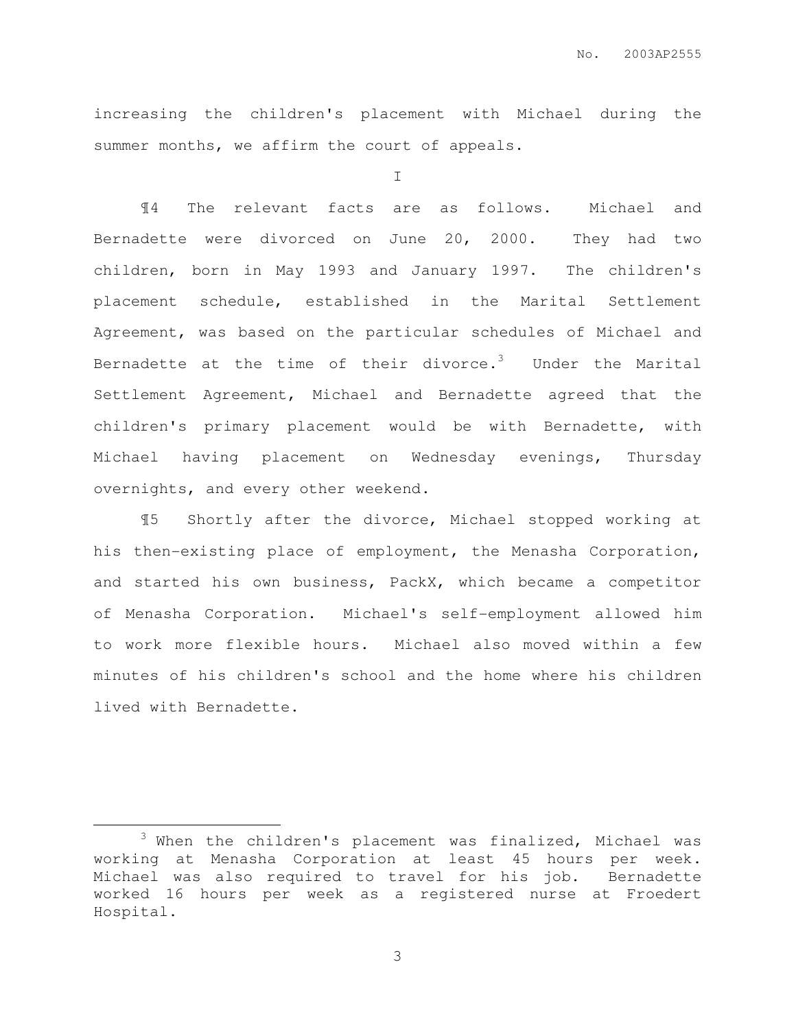increasing the children's placement with Michael during the summer months, we affirm the court of appeals.

I

¶4 The relevant facts are as follows. Michael and Bernadette were divorced on June 20, 2000. They had two children, born in May 1993 and January 1997. The children's placement schedule, established in the Marital Settlement Agreement, was based on the particular schedules of Michael and Bernadette at the time of their divorce.[3] Under the Marital Settlement Agreement, Michael and Bernadette agreed that the children's primary placement would be with Bernadette, with Michael having placement on Wednesday evenings, Thursday overnights, and every other weekend.

¶5 Shortly after the divorce, Michael stopped working at his then-existing place of employment, the Menasha Corporation, and started his own business, PackX, which became a competitor of Menasha Corporation. Michael's self-employment allowed him to work more flexible hours. Michael also moved within a few minutes of his children's school and the home where his children lived with Bernadette.

---

[3] When the children's placement was finalized, Michael was working at Menasha Corporation at least 45 hours per week. Michael was also required to travel for his job. Bernadette worked 16 hours per week as a registered nurse at Froedert Hospital.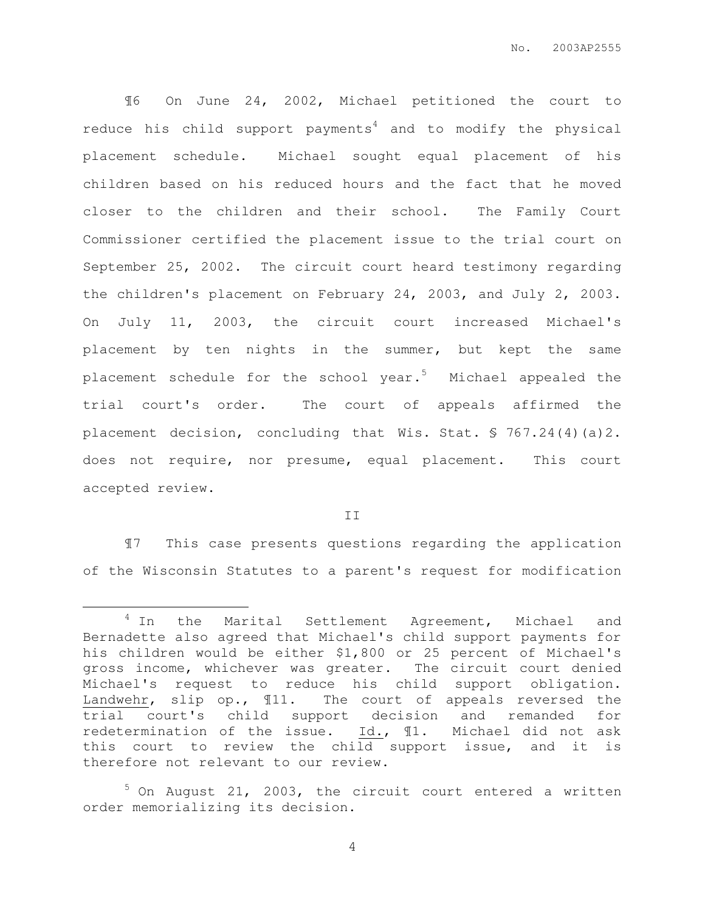¶6 On June 24, 2002, Michael petitioned the court to reduce his child support payments[4] and to modify the physical placement schedule. Michael sought equal placement of his children based on his reduced hours and the fact that he moved closer to the children and their school. The Family Court Commissioner certified the placement issue to the trial court on September 25, 2002. The circuit court heard testimony regarding the children's placement on February 24, 2003, and July 2, 2003. On July 11, 2003, the circuit court increased Michael's placement by ten nights in the summer, but kept the same placement schedule for the school year.[5] Michael appealed the trial court's order. The court of appeals affirmed the placement decision, concluding that Wis. Stat. § 767.24(4)(a)2. does not require, nor presume, equal placement. This court accepted review.

II

¶7 This case presents questions regarding the application of the Wisconsin Statutes to a parent's request for modification

---

[4] In the Marital Settlement Agreement, Michael and Bernadette also agreed that Michael's child support payments for his children would be either $1,800 or 25 percent of Michael's gross income, whichever was greater. The circuit court denied Michael's request to reduce his child support obligation. Landwehr, slip op., ¶11. The court of appeals reversed the trial court's child support decision and remanded for redetermination of the issue. Id., ¶1. Michael did not ask this court to review the child support issue, and it is therefore not relevant to our review.

[5] On August 21, 2003, the circuit court entered a written order memorializing its decision.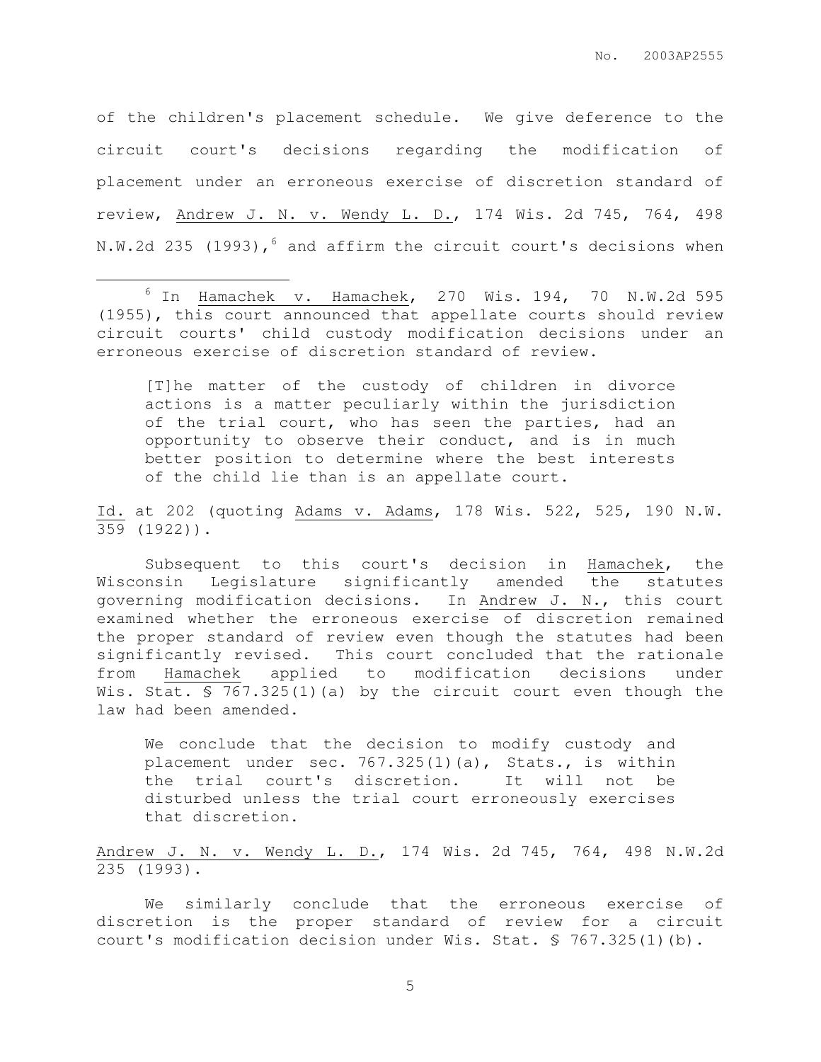of the children's placement schedule. We give deference to the circuit court's decisions regarding the modification of placement under an erroneous exercise of discretion standard of review, Andrew J. N. v. Wendy L. D., 174 Wis. 2d 745, 764, 498 N.W.2d 235 (1993),[6] and affirm the circuit court's decisions when

---

[6] In Hamachek v. Hamachek, 270 Wis. 194, 70 N.W.2d 595 (1955), this court announced that appellate courts should review circuit courts' child custody modification decisions under an erroneous exercise of discretion standard of review.

> [T]he matter of the custody of children in divorce actions is a matter peculiarly within the jurisdiction of the trial court, who has seen the parties, had an opportunity to observe their conduct, and is in much better position to determine where the best interests of the child lie than is an appellate court.

Id. at 202 (quoting Adams v. Adams, 178 Wis. 522, 525, 190 N.W. 359 (1922)).

Subsequent to this court's decision in Hamachek, the Wisconsin Legislature significantly amended the statutes governing modification decisions. In Andrew J. N., this court examined whether the erroneous exercise of discretion remained the proper standard of review even though the statutes had been significantly revised. This court concluded that the rationale from Hamachek applied to modification decisions under Wis. Stat. § 767.325(1)(a) by the circuit court even though the law had been amended.

> We conclude that the decision to modify custody and placement under sec. 767.325(1)(a), Stats., is within the trial court's discretion. It will not be disturbed unless the trial court erroneously exercises that discretion.

Andrew J. N. v. Wendy L. D., 174 Wis. 2d 745, 764, 498 N.W.2d 235 (1993).

We similarly conclude that the erroneous exercise of discretion is the proper standard of review for a circuit court's modification decision under Wis. Stat. § 767.325(1)(b).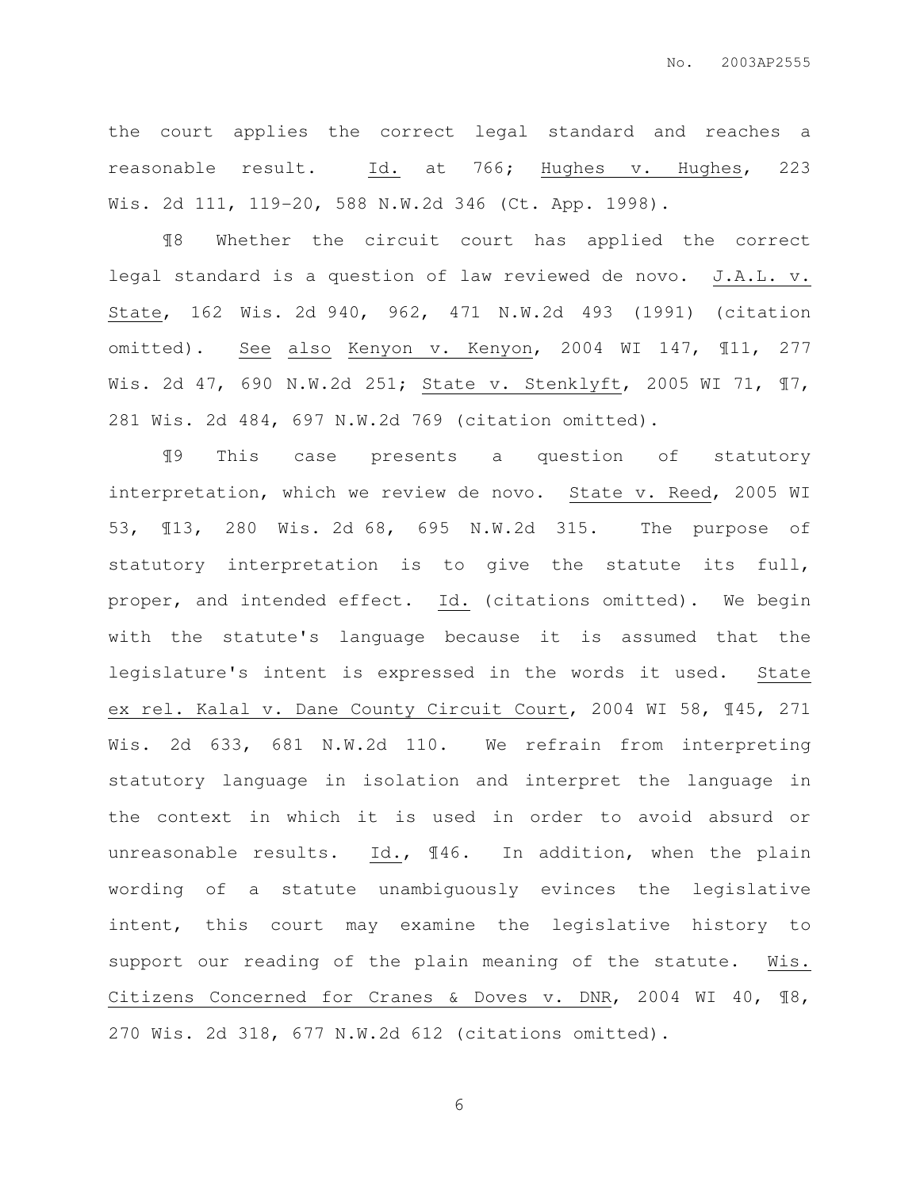the court applies the correct legal standard and reaches a reasonable result. Id. at 766; Hughes v. Hughes, 223 Wis. 2d 111, 119-20, 588 N.W.2d 346 (Ct. App. 1998).

¶8 Whether the circuit court has applied the correct legal standard is a question of law reviewed de novo. J.A.L. v. State, 162 Wis. 2d 940, 962, 471 N.W.2d 493 (1991) (citation omitted). See also Kenyon v. Kenyon, 2004 WI 147, ¶11, 277 Wis. 2d 47, 690 N.W.2d 251; State v. Stenklyft, 2005 WI 71, ¶7, 281 Wis. 2d 484, 697 N.W.2d 769 (citation omitted).

¶9 This case presents a question of statutory interpretation, which we review de novo. State v. Reed, 2005 WI 53, ¶13, 280 Wis. 2d 68, 695 N.W.2d 315. The purpose of statutory interpretation is to give the statute its full, proper, and intended effect. Id. (citations omitted). We begin with the statute's language because it is assumed that the legislature's intent is expressed in the words it used. State ex rel. Kalal v. Dane County Circuit Court, 2004 WI 58, ¶45, 271 Wis. 2d 633, 681 N.W.2d 110. We refrain from interpreting statutory language in isolation and interpret the language in the context in which it is used in order to avoid absurd or unreasonable results. Id., ¶46. In addition, when the plain wording of a statute unambiguously evinces the legislative intent, this court may examine the legislative history to support our reading of the plain meaning of the statute. Wis. Citizens Concerned for Cranes & Doves v. DNR, 2004 WI 40, ¶8, 270 Wis. 2d 318, 677 N.W.2d 612 (citations omitted).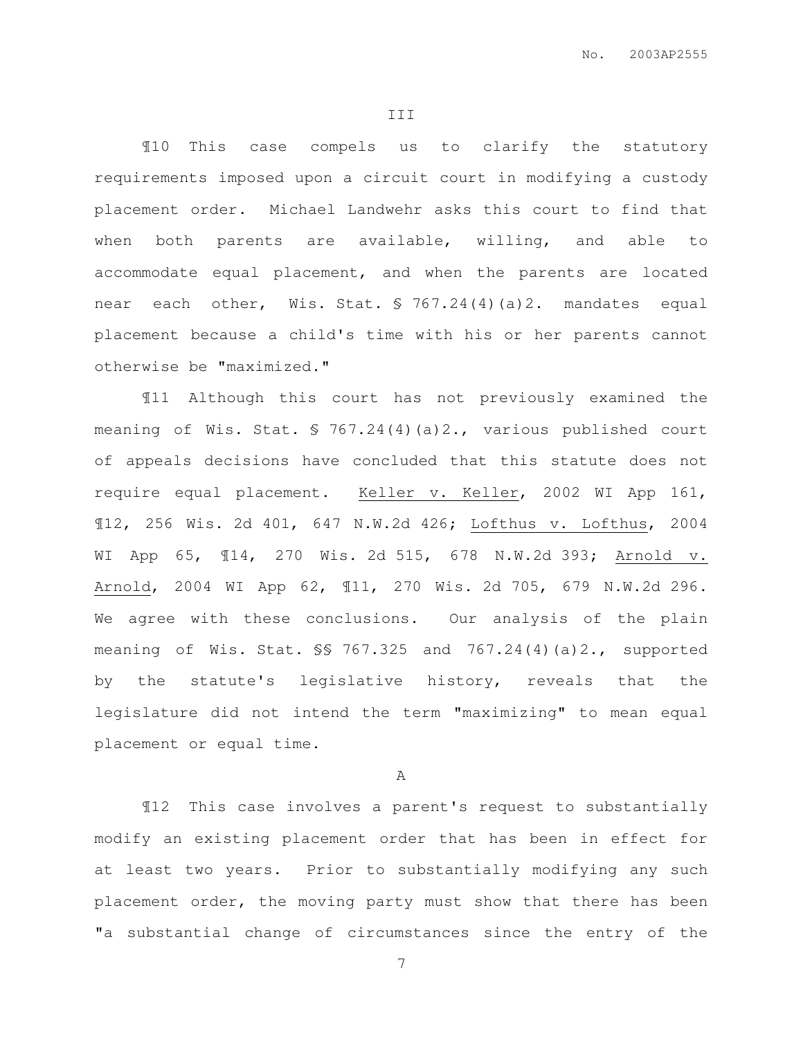III

¶10 This case compels us to clarify the statutory requirements imposed upon a circuit court in modifying a custody placement order. Michael Landwehr asks this court to find that when both parents are available, willing, and able to accommodate equal placement, and when the parents are located near each other, Wis. Stat. § 767.24(4)(a)2. mandates equal placement because a child's time with his or her parents cannot otherwise be "maximized."

¶11 Although this court has not previously examined the meaning of Wis. Stat. § 767.24(4)(a)2., various published court of appeals decisions have concluded that this statute does not require equal placement. Keller v. Keller, 2002 WI App 161, ¶12, 256 Wis. 2d 401, 647 N.W.2d 426; Lofthus v. Lofthus, 2004 WI App 65, ¶14, 270 Wis. 2d 515, 678 N.W.2d 393; Arnold v. Arnold, 2004 WI App 62, ¶11, 270 Wis. 2d 705, 679 N.W.2d 296. We agree with these conclusions. Our analysis of the plain meaning of Wis. Stat. §§ 767.325 and 767.24(4)(a)2., supported by the statute's legislative history, reveals that the legislature did not intend the term "maximizing" to mean equal placement or equal time.

A

¶12 This case involves a parent's request to substantially modify an existing placement order that has been in effect for at least two years. Prior to substantially modifying any such placement order, the moving party must show that there has been "a substantial change of circumstances since the entry of the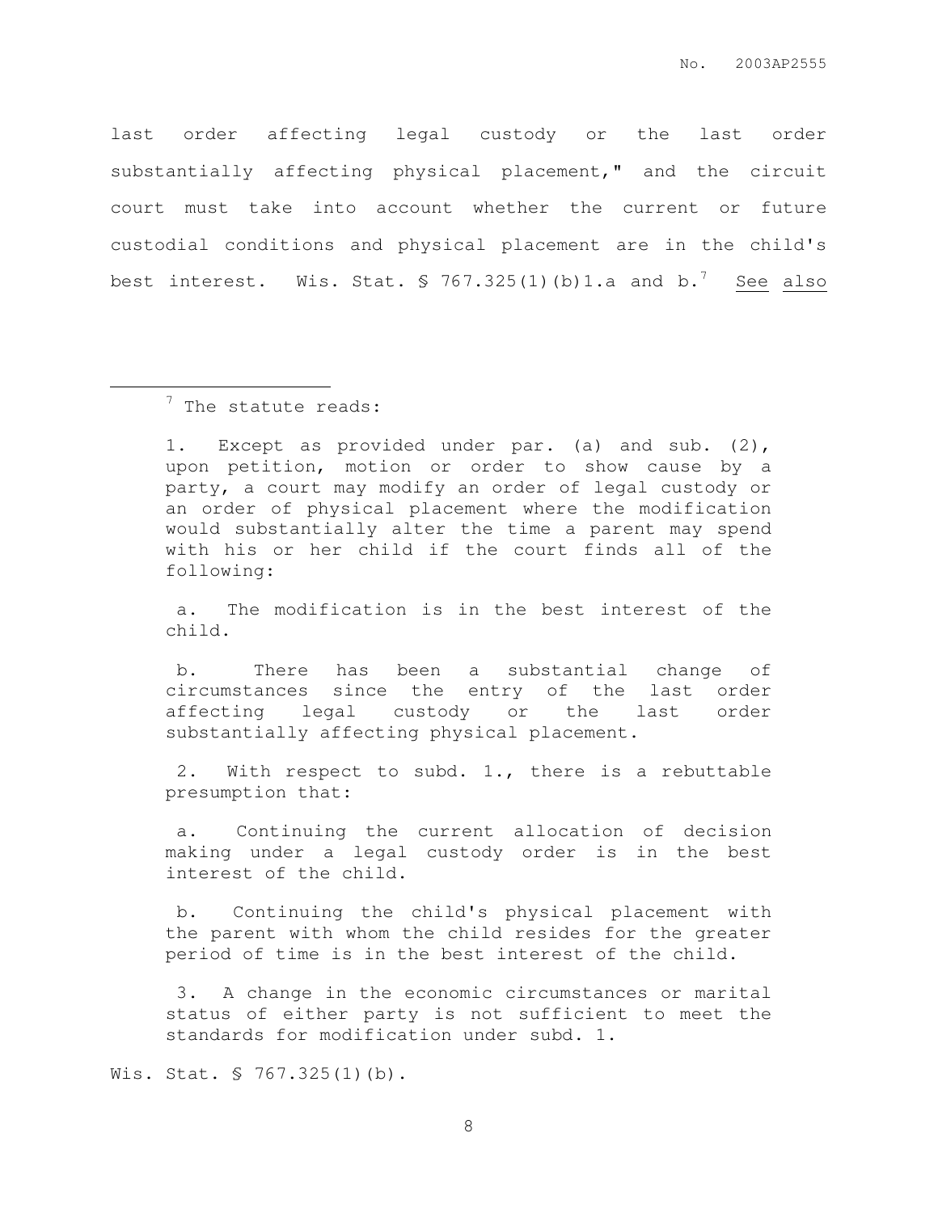last order affecting legal custody or the last order substantially affecting physical placement," and the circuit court must take into account whether the current or future custodial conditions and physical placement are in the child's best interest. Wis. Stat. § 767.325(1)(b)1.a and b.[7] See also

---

[7] The statute reads:

> 1. Except as provided under par. (a) and sub. (2), upon petition, motion or order to show cause by a party, a court may modify an order of legal custody or an order of physical placement where the modification would substantially alter the time a parent may spend with his or her child if the court finds all of the following:
>
> a. The modification is in the best interest of the child.
>
> b. There has been a substantial change of circumstances since the entry of the last order affecting legal custody or the last order substantially affecting physical placement.
>
> 2. With respect to subd. 1., there is a rebuttable presumption that:
>
> a. Continuing the current allocation of decision making under a legal custody order is in the best interest of the child.
>
> b. Continuing the child's physical placement with the parent with whom the child resides for the greater period of time is in the best interest of the child.
>
> 3. A change in the economic circumstances or marital status of either party is not sufficient to meet the standards for modification under subd. 1.

Wis. Stat. § 767.325(1)(b).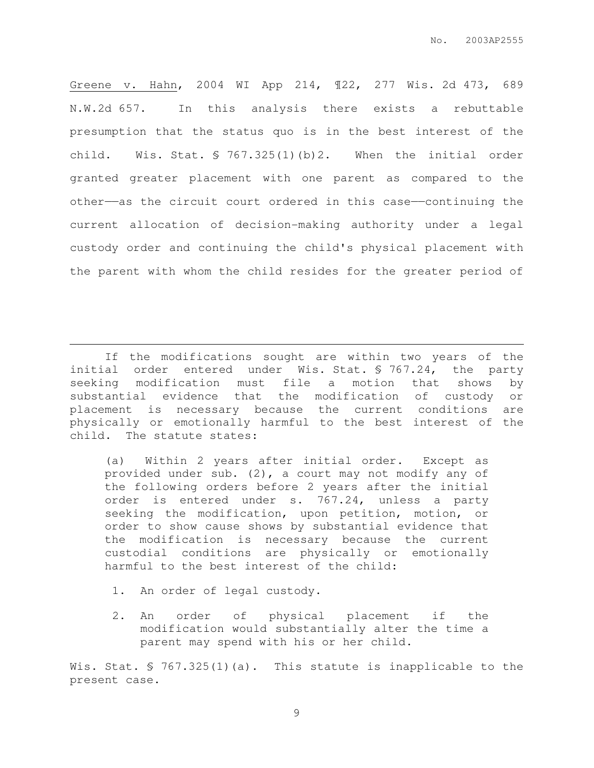Greene v. Hahn, 2004 WI App 214, ¶22, 277 Wis. 2d 473, 689 N.W.2d 657. In this analysis there exists a rebuttable presumption that the status quo is in the best interest of the child. Wis. Stat. § 767.325(1)(b)2. When the initial order granted greater placement with one parent as compared to the other——as the circuit court ordered in this case——continuing the current allocation of decision-making authority under a legal custody order and continuing the child's physical placement with the parent with whom the child resides for the greater period of

---

If the modifications sought are within two years of the initial order entered under Wis. Stat. § 767.24, the party seeking modification must file a motion that shows by substantial evidence that the modification of custody or placement is necessary because the current conditions are physically or emotionally harmful to the best interest of the child. The statute states:

> (a) Within 2 years after initial order. Except as provided under sub. (2), a court may not modify any of the following orders before 2 years after the initial order is entered under s. 767.24, unless a party seeking the modification, upon petition, motion, or order to show cause shows by substantial evidence that the modification is necessary because the current custodial conditions are physically or emotionally harmful to the best interest of the child:
>
> 1. An order of legal custody.
>
> 2. An order of physical placement if the modification would substantially alter the time a parent may spend with his or her child.

Wis. Stat. § 767.325(1)(a). This statute is inapplicable to the present case.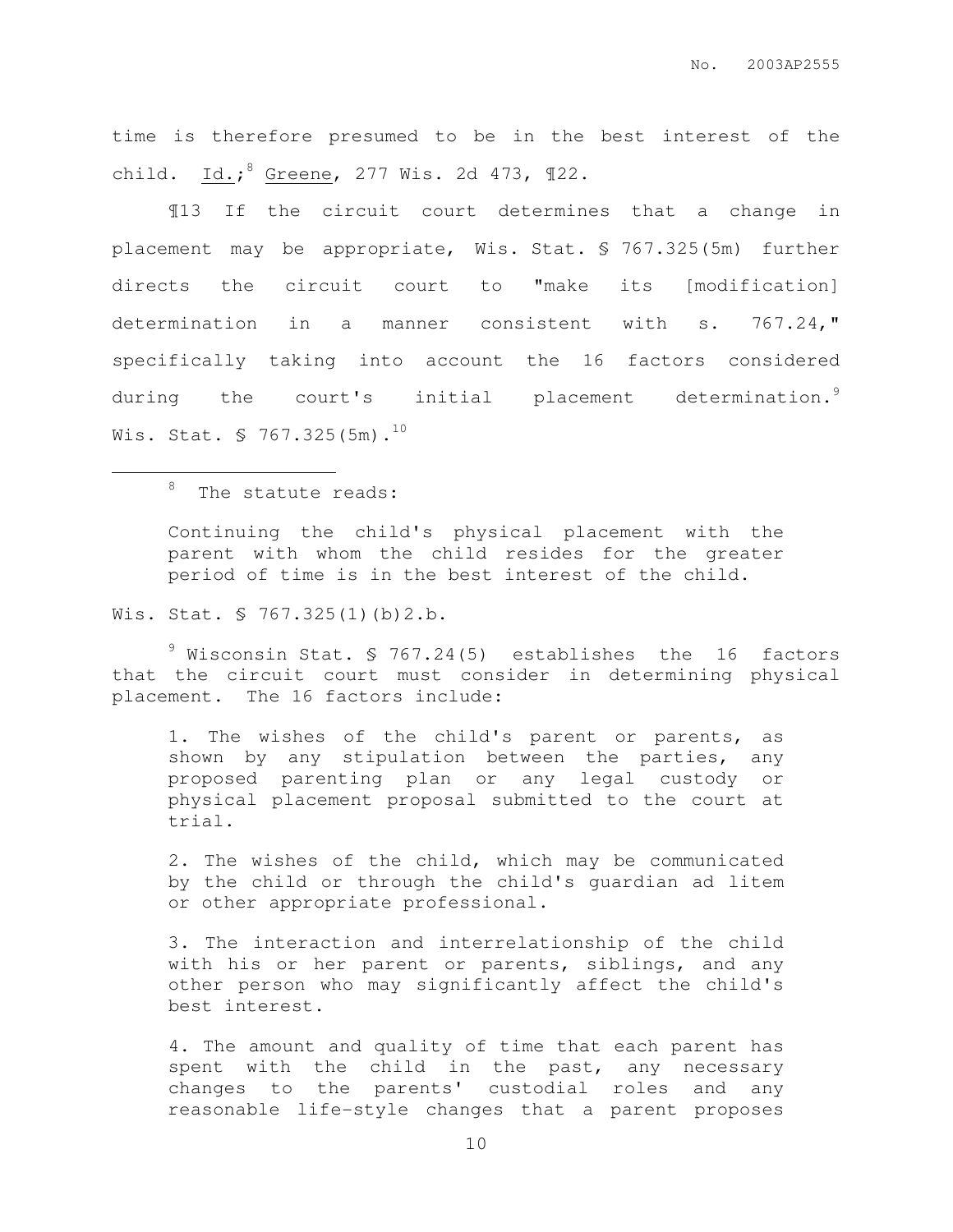time is therefore presumed to be in the best interest of the child. Id.;[8] Greene, 277 Wis. 2d 473, ¶22.

¶13 If the circuit court determines that a change in placement may be appropriate, Wis. Stat. § 767.325(5m) further directs the circuit court to "make its [modification] determination in a manner consistent with s. 767.24," specifically taking into account the 16 factors considered during the court's initial placement determination.[9] Wis. Stat. § 767.325(5m).[10]

---

[8] The statute reads:

> Continuing the child's physical placement with the parent with whom the child resides for the greater period of time is in the best interest of the child.

Wis. Stat. § 767.325(1)(b)2.b.

[9] Wisconsin Stat. § 767.24(5) establishes the 16 factors that the circuit court must consider in determining physical placement. The 16 factors include:

> 1. The wishes of the child's parent or parents, as shown by any stipulation between the parties, any proposed parenting plan or any legal custody or physical placement proposal submitted to the court at trial.
>
> 2. The wishes of the child, which may be communicated by the child or through the child's guardian ad litem or other appropriate professional.
>
> 3. The interaction and interrelationship of the child with his or her parent or parents, siblings, and any other person who may significantly affect the child's best interest.
>
> 4. The amount and quality of time that each parent has spent with the child in the past, any necessary changes to the parents' custodial roles and any reasonable life-style changes that a parent proposes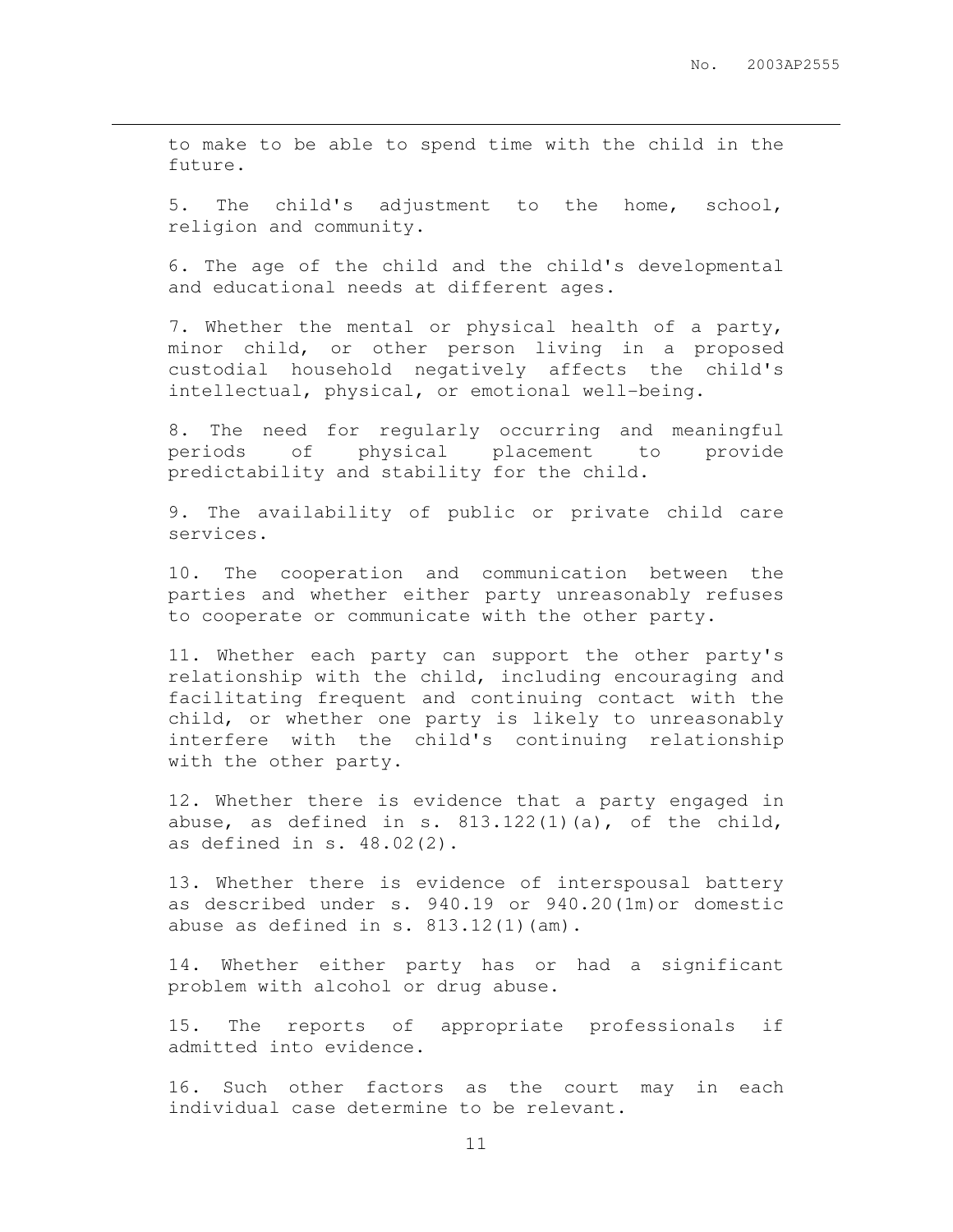to make to be able to spend time with the child in the future.

5. The child's adjustment to the home, school, religion and community.

6. The age of the child and the child's developmental and educational needs at different ages.

7. Whether the mental or physical health of a party, minor child, or other person living in a proposed custodial household negatively affects the child's intellectual, physical, or emotional well-being.

8. The need for regularly occurring and meaningful periods of physical placement to provide predictability and stability for the child.

9. The availability of public or private child care services.

10. The cooperation and communication between the parties and whether either party unreasonably refuses to cooperate or communicate with the other party.

11. Whether each party can support the other party's relationship with the child, including encouraging and facilitating frequent and continuing contact with the child, or whether one party is likely to unreasonably interfere with the child's continuing relationship with the other party.

12. Whether there is evidence that a party engaged in abuse, as defined in s. 813.122(1)(a), of the child, as defined in s. 48.02(2).

13. Whether there is evidence of interspousal battery as described under s. 940.19 or 940.20(1m)or domestic abuse as defined in s. 813.12(1)(am).

14. Whether either party has or had a significant problem with alcohol or drug abuse.

15. The reports of appropriate professionals if admitted into evidence.

16. Such other factors as the court may in each individual case determine to be relevant.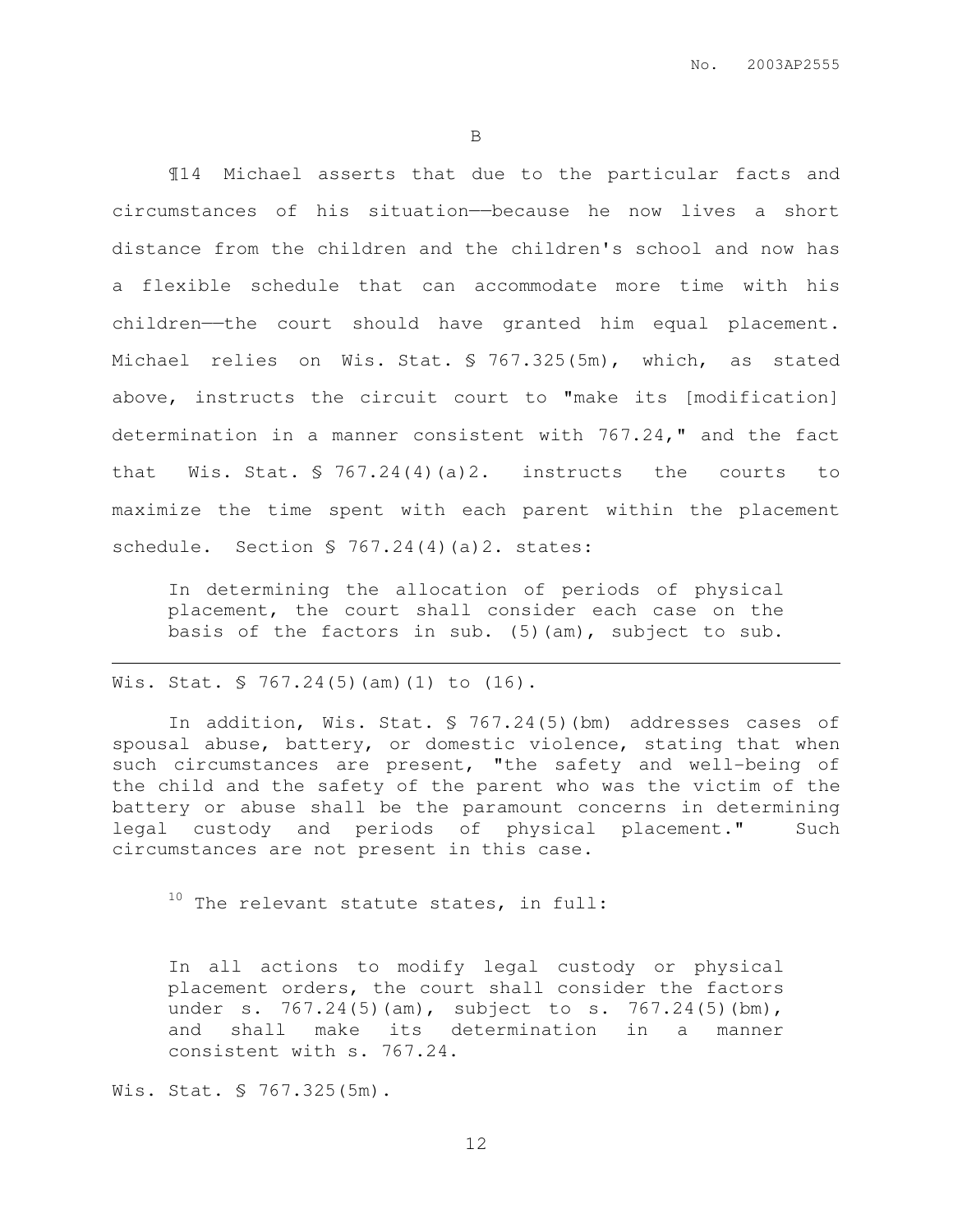B

¶14 Michael asserts that due to the particular facts and circumstances of his situation——because he now lives a short distance from the children and the children's school and now has a flexible schedule that can accommodate more time with his children——the court should have granted him equal placement. Michael relies on Wis. Stat. § 767.325(5m), which, as stated above, instructs the circuit court to "make its [modification] determination in a manner consistent with 767.24," and the fact that Wis. Stat. § 767.24(4)(a)2. instructs the courts to maximize the time spent with each parent within the placement schedule. Section § 767.24(4)(a)2. states:

> In determining the allocation of periods of physical placement, the court shall consider each case on the basis of the factors in sub. (5)(am), subject to sub.

---

Wis. Stat. § 767.24(5)(am)(1) to (16).

In addition, Wis. Stat. § 767.24(5)(bm) addresses cases of spousal abuse, battery, or domestic violence, stating that when such circumstances are present, "the safety and well-being of the child and the safety of the parent who was the victim of the battery or abuse shall be the paramount concerns in determining legal custody and periods of physical placement." Such circumstances are not present in this case.

[10] The relevant statute states, in full:

> In all actions to modify legal custody or physical placement orders, the court shall consider the factors under s. 767.24(5)(am), subject to s. 767.24(5)(bm), and shall make its determination in a manner consistent with s. 767.24.

Wis. Stat. § 767.325(5m).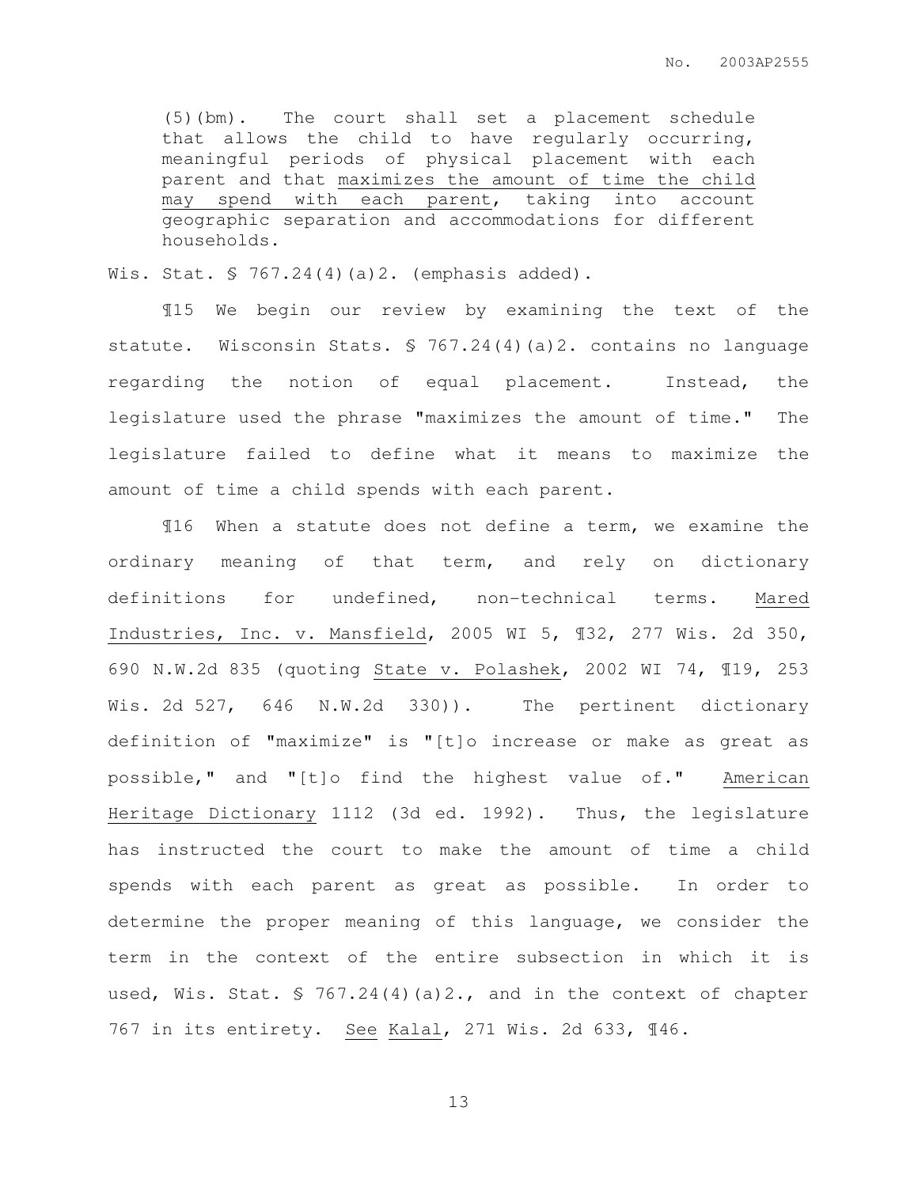> (5)(bm). The court shall set a placement schedule that allows the child to have regularly occurring, meaningful periods of physical placement with each parent and that <u>maximizes the amount of time the child may spend with each parent</u>, taking into account geographic separation and accommodations for different households.

Wis. Stat. § 767.24(4)(a)2. (emphasis added).

¶15 We begin our review by examining the text of the statute. Wisconsin Stats. § 767.24(4)(a)2. contains no language regarding the notion of equal placement. Instead, the legislature used the phrase "maximizes the amount of time." The legislature failed to define what it means to maximize the amount of time a child spends with each parent.

¶16 When a statute does not define a term, we examine the ordinary meaning of that term, and rely on dictionary definitions for undefined, non-technical terms. <u>Mared Industries, Inc. v. Mansfield</u>, 2005 WI 5, ¶32, 277 Wis. 2d 350, 690 N.W.2d 835 (quoting <u>State v. Polashek</u>, 2002 WI 74, ¶19, 253 Wis. 2d 527, 646 N.W.2d 330)). The pertinent dictionary definition of "maximize" is "[t]o increase or make as great as possible," and "[t]o find the highest value of." <u>American Heritage Dictionary</u> 1112 (3d ed. 1992). Thus, the legislature has instructed the court to make the amount of time a child spends with each parent as great as possible. In order to determine the proper meaning of this language, we consider the term in the context of the entire subsection in which it is used, Wis. Stat. § 767.24(4)(a)2., and in the context of chapter 767 in its entirety. <u>See</u> <u>Kalal</u>, 271 Wis. 2d 633, ¶46.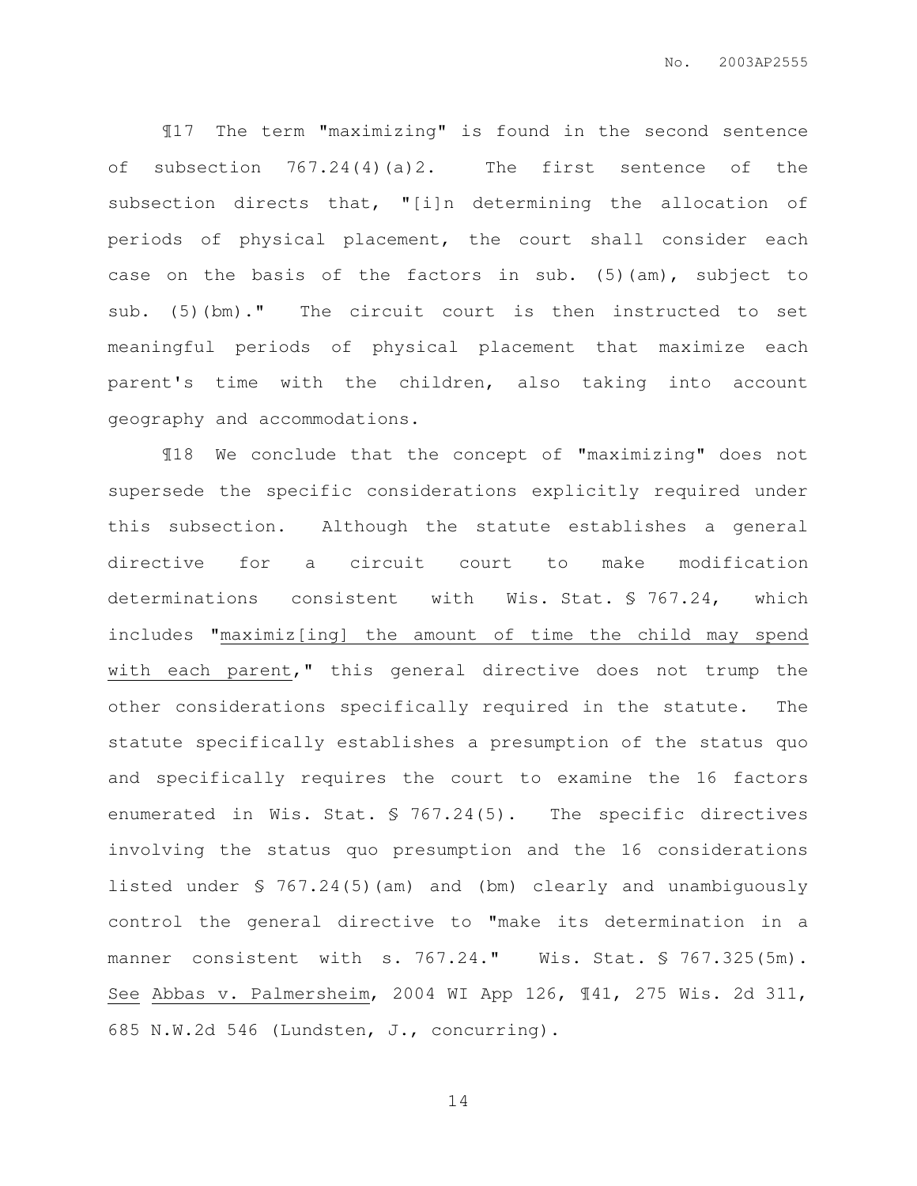¶17 The term "maximizing" is found in the second sentence of subsection 767.24(4)(a)2. The first sentence of the subsection directs that, "[i]n determining the allocation of periods of physical placement, the court shall consider each case on the basis of the factors in sub. (5)(am), subject to sub. (5)(bm)." The circuit court is then instructed to set meaningful periods of physical placement that maximize each parent's time with the children, also taking into account geography and accommodations.

¶18 We conclude that the concept of "maximizing" does not supersede the specific considerations explicitly required under this subsection. Although the statute establishes a general directive for a circuit court to make modification determinations consistent with Wis. Stat. § 767.24, which includes "maximiz[ing] the amount of time the child may spend with each parent," this general directive does not trump the other considerations specifically required in the statute. The statute specifically establishes a presumption of the status quo and specifically requires the court to examine the 16 factors enumerated in Wis. Stat. § 767.24(5). The specific directives involving the status quo presumption and the 16 considerations listed under § 767.24(5)(am) and (bm) clearly and unambiguously control the general directive to "make its determination in a manner consistent with s. 767.24." Wis. Stat. § 767.325(5m). See Abbas v. Palmersheim, 2004 WI App 126, ¶41, 275 Wis. 2d 311, 685 N.W.2d 546 (Lundsten, J., concurring).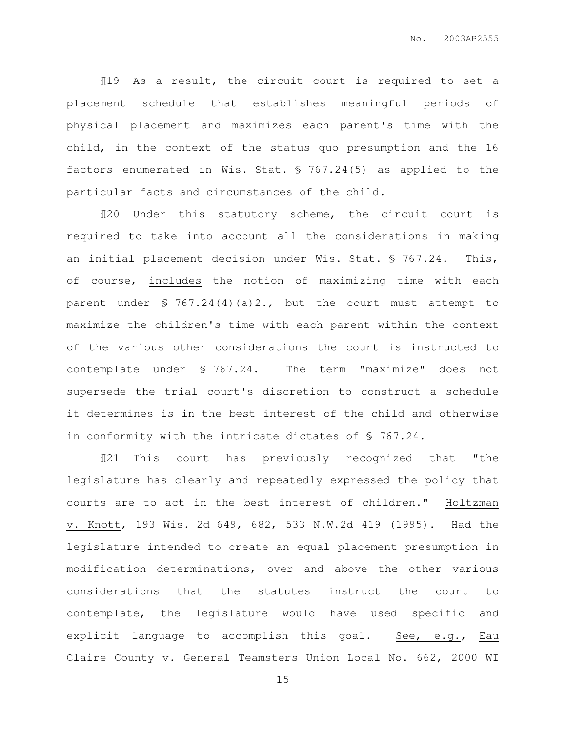¶19 As a result, the circuit court is required to set a placement schedule that establishes meaningful periods of physical placement and maximizes each parent's time with the child, in the context of the status quo presumption and the 16 factors enumerated in Wis. Stat. § 767.24(5) as applied to the particular facts and circumstances of the child.

¶20 Under this statutory scheme, the circuit court is required to take into account all the considerations in making an initial placement decision under Wis. Stat. § 767.24. This, of course, includes the notion of maximizing time with each parent under § 767.24(4)(a)2., but the court must attempt to maximize the children's time with each parent within the context of the various other considerations the court is instructed to contemplate under § 767.24. The term "maximize" does not supersede the trial court's discretion to construct a schedule it determines is in the best interest of the child and otherwise in conformity with the intricate dictates of § 767.24.

¶21 This court has previously recognized that "the legislature has clearly and repeatedly expressed the policy that courts are to act in the best interest of children." Holtzman v. Knott, 193 Wis. 2d 649, 682, 533 N.W.2d 419 (1995). Had the legislature intended to create an equal placement presumption in modification determinations, over and above the other various considerations that the statutes instruct the court to contemplate, the legislature would have used specific and explicit language to accomplish this goal. See, e.g., Eau Claire County v. General Teamsters Union Local No. 662, 2000 WI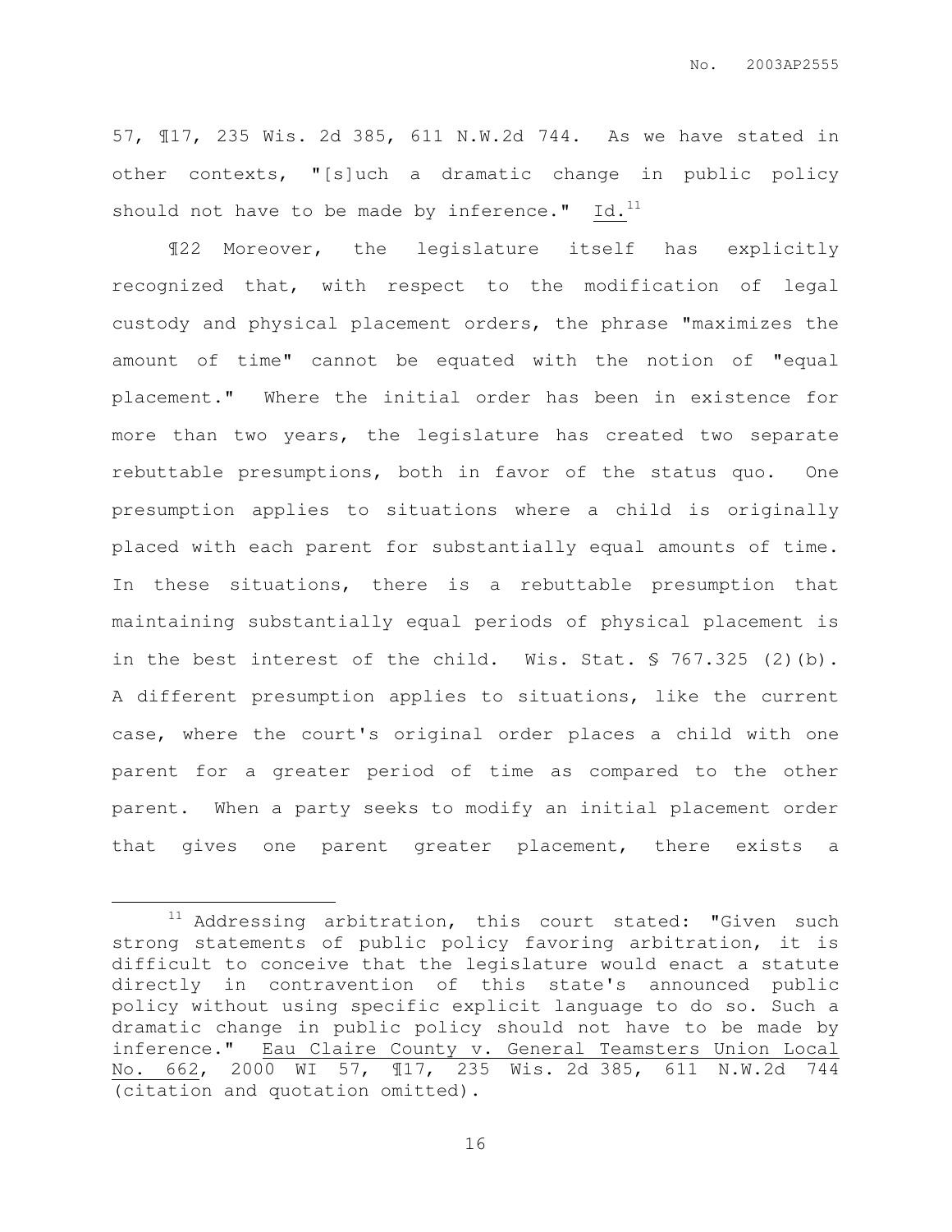57, ¶17, 235 Wis. 2d 385, 611 N.W.2d 744. As we have stated in other contexts, "[s]uch a dramatic change in public policy should not have to be made by inference." Id.[11]

¶22 Moreover, the legislature itself has explicitly recognized that, with respect to the modification of legal custody and physical placement orders, the phrase "maximizes the amount of time" cannot be equated with the notion of "equal placement." Where the initial order has been in existence for more than two years, the legislature has created two separate rebuttable presumptions, both in favor of the status quo. One presumption applies to situations where a child is originally placed with each parent for substantially equal amounts of time. In these situations, there is a rebuttable presumption that maintaining substantially equal periods of physical placement is in the best interest of the child. Wis. Stat. § 767.325 (2)(b). A different presumption applies to situations, like the current case, where the court's original order places a child with one parent for a greater period of time as compared to the other parent. When a party seeks to modify an initial placement order that gives one parent greater placement, there exists a

---

[11] Addressing arbitration, this court stated: "Given such strong statements of public policy favoring arbitration, it is difficult to conceive that the legislature would enact a statute directly in contravention of this state's announced public policy without using specific explicit language to do so. Such a dramatic change in public policy should not have to be made by inference." Eau Claire County v. General Teamsters Union Local No. 662, 2000 WI 57, ¶17, 235 Wis. 2d 385, 611 N.W.2d 744 (citation and quotation omitted).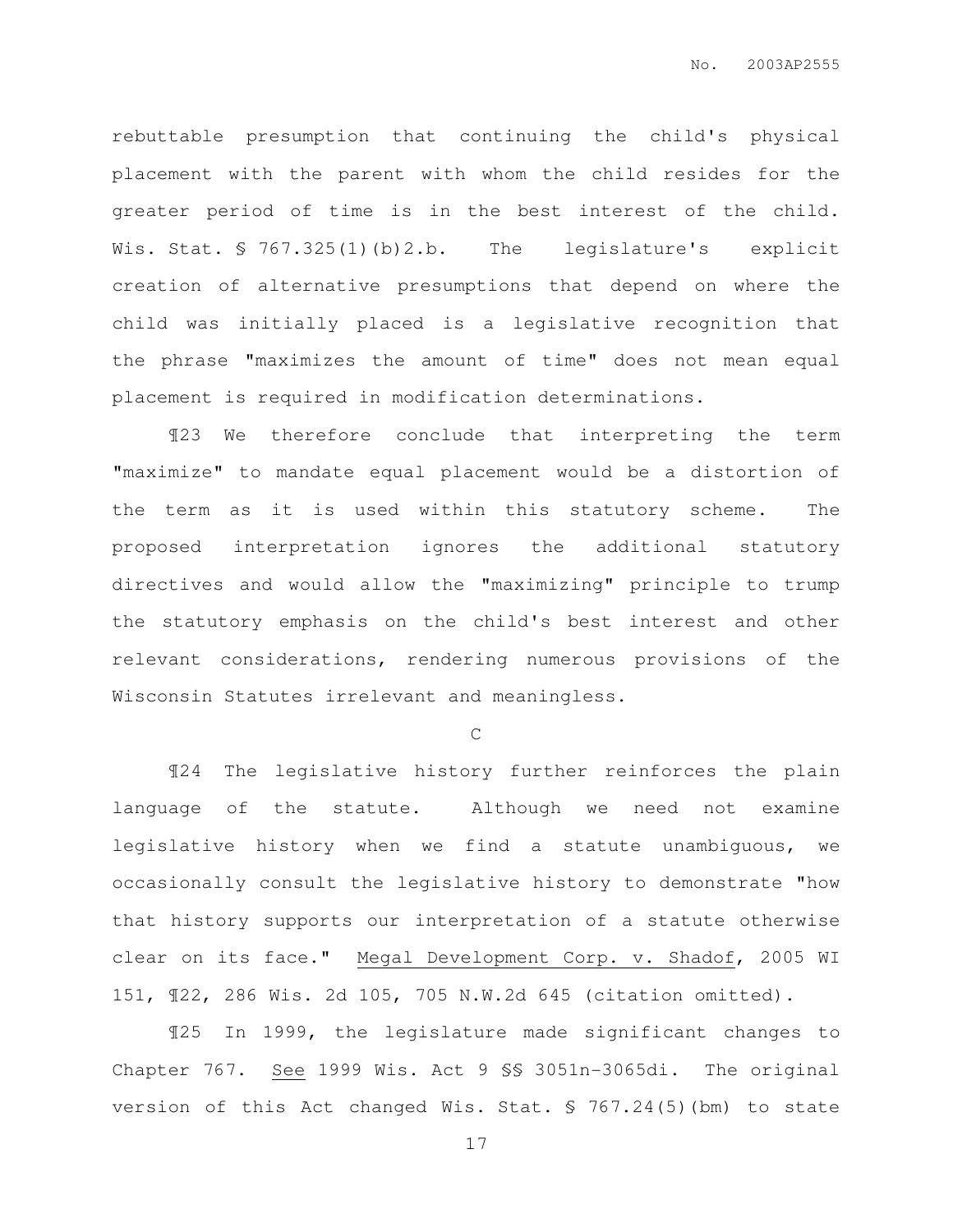rebuttable presumption that continuing the child's physical placement with the parent with whom the child resides for the greater period of time is in the best interest of the child. Wis. Stat. § 767.325(1)(b)2.b. The legislature's explicit creation of alternative presumptions that depend on where the child was initially placed is a legislative recognition that the phrase "maximizes the amount of time" does not mean equal placement is required in modification determinations.

¶23 We therefore conclude that interpreting the term "maximize" to mandate equal placement would be a distortion of the term as it is used within this statutory scheme. The proposed interpretation ignores the additional statutory directives and would allow the "maximizing" principle to trump the statutory emphasis on the child's best interest and other relevant considerations, rendering numerous provisions of the Wisconsin Statutes irrelevant and meaningless.

C

¶24 The legislative history further reinforces the plain language of the statute. Although we need not examine legislative history when we find a statute unambiguous, we occasionally consult the legislative history to demonstrate "how that history supports our interpretation of a statute otherwise clear on its face." Megal Development Corp. v. Shadof, 2005 WI 151, ¶22, 286 Wis. 2d 105, 705 N.W.2d 645 (citation omitted).

¶25 In 1999, the legislature made significant changes to Chapter 767. See 1999 Wis. Act 9 §§ 3051n-3065di. The original version of this Act changed Wis. Stat. § 767.24(5)(bm) to state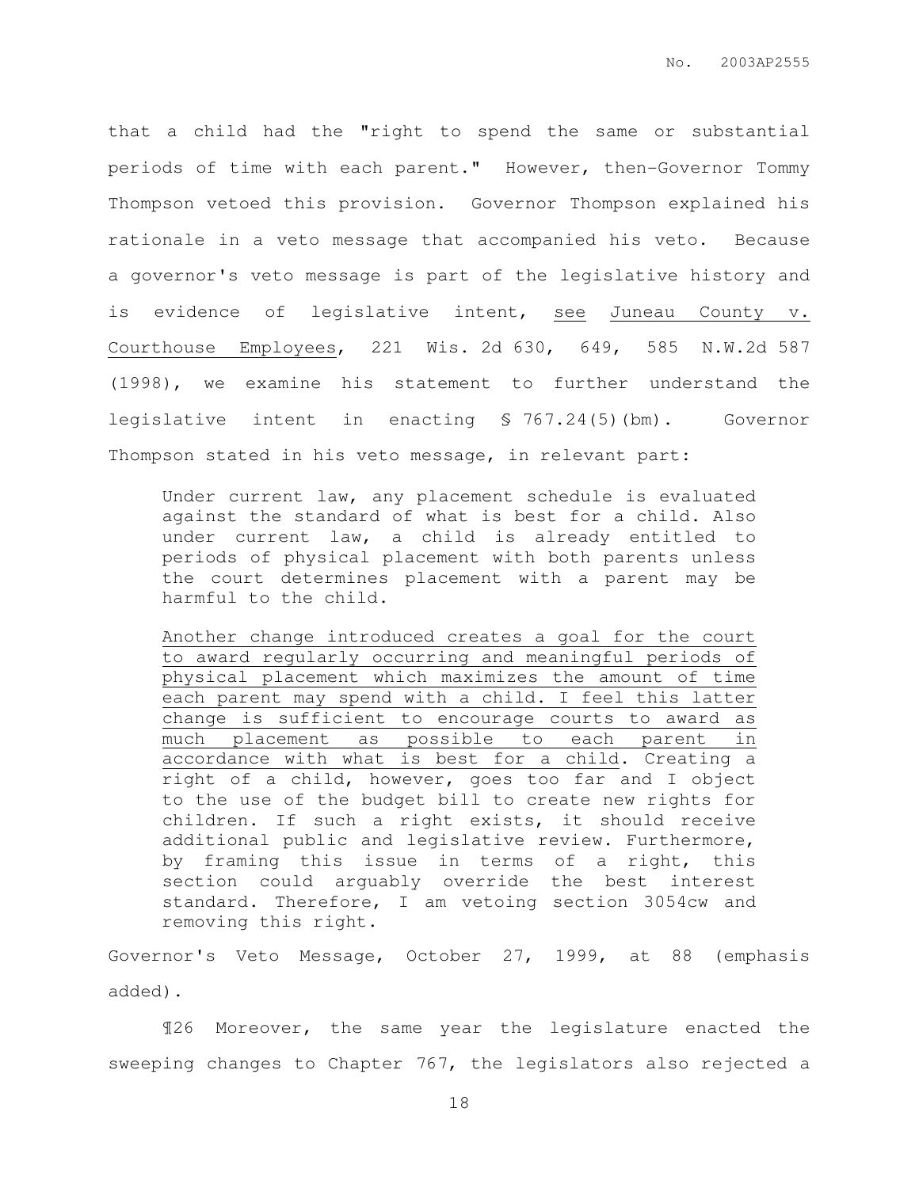that a child had the "right to spend the same or substantial periods of time with each parent." However, then-Governor Tommy Thompson vetoed this provision. Governor Thompson explained his rationale in a veto message that accompanied his veto. Because a governor's veto message is part of the legislative history and is evidence of legislative intent, see Juneau County v. Courthouse Employees, 221 Wis. 2d 630, 649, 585 N.W.2d 587 (1998), we examine his statement to further understand the legislative intent in enacting § 767.24(5)(bm). Governor Thompson stated in his veto message, in relevant part:

> Under current law, any placement schedule is evaluated against the standard of what is best for a child. Also under current law, a child is already entitled to periods of physical placement with both parents unless the court determines placement with a parent may be harmful to the child.
>
> Another change introduced creates a goal for the court to award regularly occurring and meaningful periods of physical placement which maximizes the amount of time each parent may spend with a child. I feel this latter change is sufficient to encourage courts to award as much placement as possible to each parent in accordance with what is best for a child. Creating a right of a child, however, goes too far and I object to the use of the budget bill to create new rights for children. If such a right exists, it should receive additional public and legislative review. Furthermore, by framing this issue in terms of a right, this section could arguably override the best interest standard. Therefore, I am vetoing section 3054cw and removing this right.

Governor's Veto Message, October 27, 1999, at 88 (emphasis added).

¶26 Moreover, the same year the legislature enacted the sweeping changes to Chapter 767, the legislators also rejected a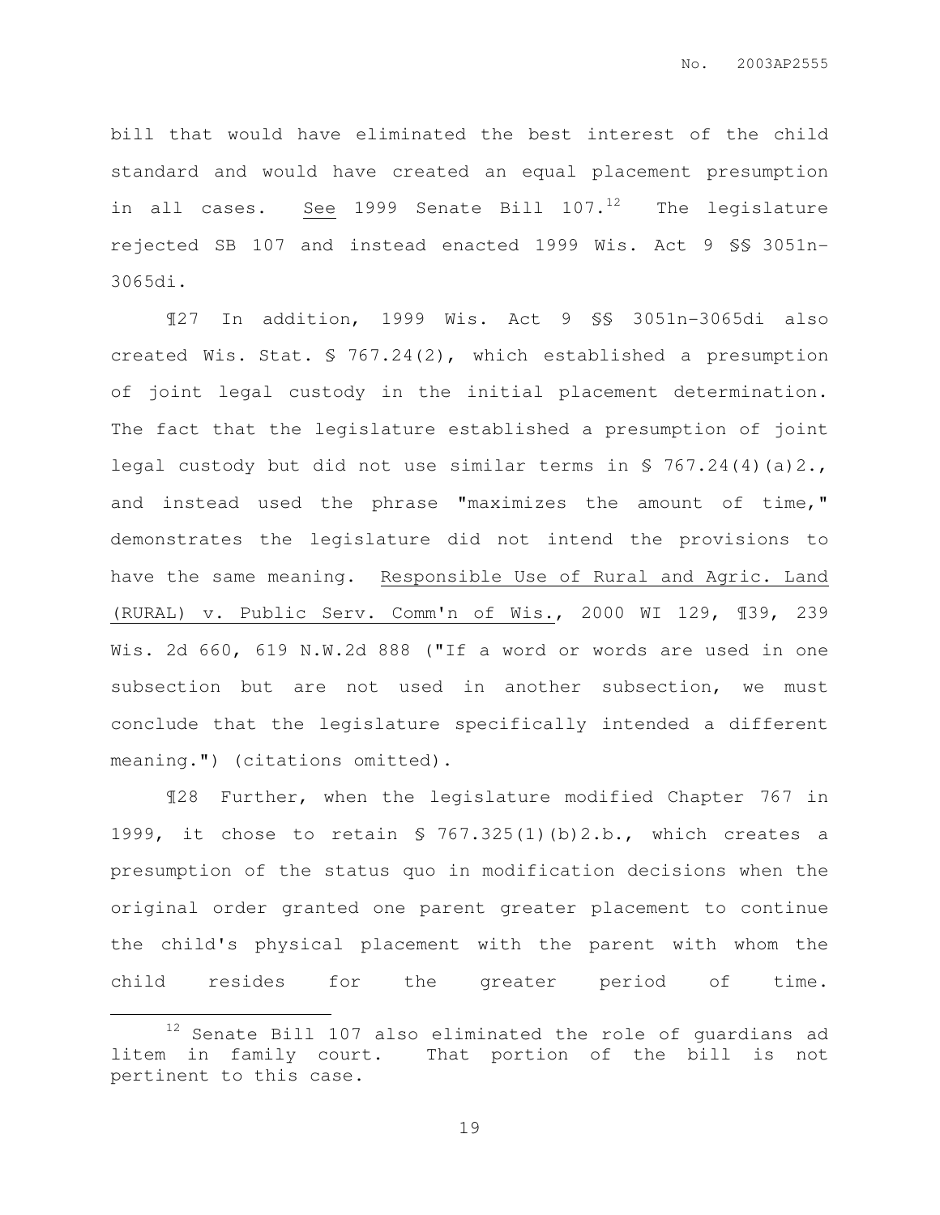bill that would have eliminated the best interest of the child standard and would have created an equal placement presumption in all cases. See 1999 Senate Bill 107.[12] The legislature rejected SB 107 and instead enacted 1999 Wis. Act 9 §§ 3051n-3065di.

¶27 In addition, 1999 Wis. Act 9 §§ 3051n-3065di also created Wis. Stat. § 767.24(2), which established a presumption of joint legal custody in the initial placement determination. The fact that the legislature established a presumption of joint legal custody but did not use similar terms in § 767.24(4)(a)2., and instead used the phrase "maximizes the amount of time," demonstrates the legislature did not intend the provisions to have the same meaning. Responsible Use of Rural and Agric. Land (RURAL) v. Public Serv. Comm'n of Wis., 2000 WI 129, ¶39, 239 Wis. 2d 660, 619 N.W.2d 888 ("If a word or words are used in one subsection but are not used in another subsection, we must conclude that the legislature specifically intended a different meaning.") (citations omitted).

¶28 Further, when the legislature modified Chapter 767 in 1999, it chose to retain § 767.325(1)(b)2.b., which creates a presumption of the status quo in modification decisions when the original order granted one parent greater placement to continue the child's physical placement with the parent with whom the child resides for the greater period of time.

---

[12] Senate Bill 107 also eliminated the role of guardians ad litem in family court. That portion of the bill is not pertinent to this case.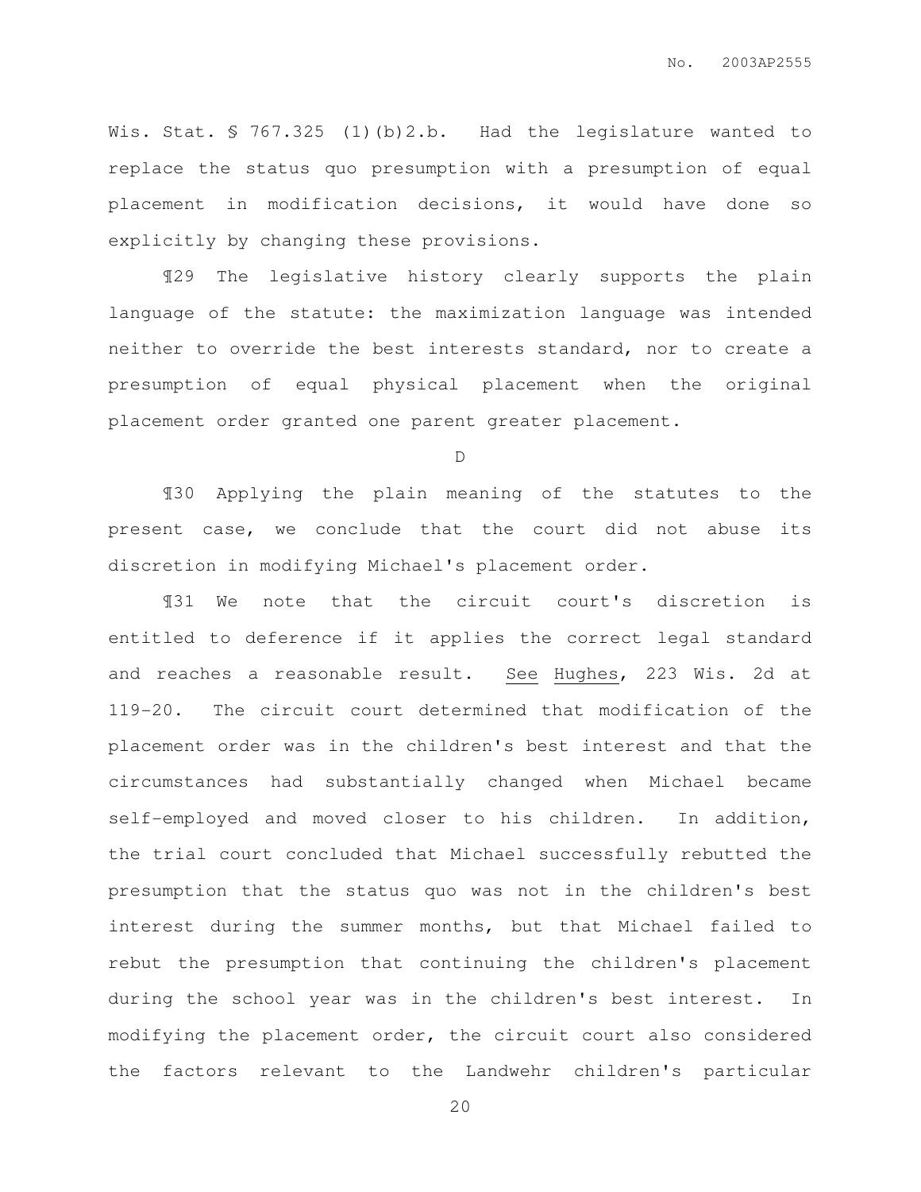Wis. Stat. § 767.325 (1)(b)2.b. Had the legislature wanted to replace the status quo presumption with a presumption of equal placement in modification decisions, it would have done so explicitly by changing these provisions.

¶29 The legislative history clearly supports the plain language of the statute: the maximization language was intended neither to override the best interests standard, nor to create a presumption of equal physical placement when the original placement order granted one parent greater placement.

D

¶30 Applying the plain meaning of the statutes to the present case, we conclude that the court did not abuse its discretion in modifying Michael's placement order.

¶31 We note that the circuit court's discretion is entitled to deference if it applies the correct legal standard and reaches a reasonable result. See Hughes, 223 Wis. 2d at 119-20. The circuit court determined that modification of the placement order was in the children's best interest and that the circumstances had substantially changed when Michael became self-employed and moved closer to his children. In addition, the trial court concluded that Michael successfully rebutted the presumption that the status quo was not in the children's best interest during the summer months, but that Michael failed to rebut the presumption that continuing the children's placement during the school year was in the children's best interest. In modifying the placement order, the circuit court also considered the factors relevant to the Landwehr children's particular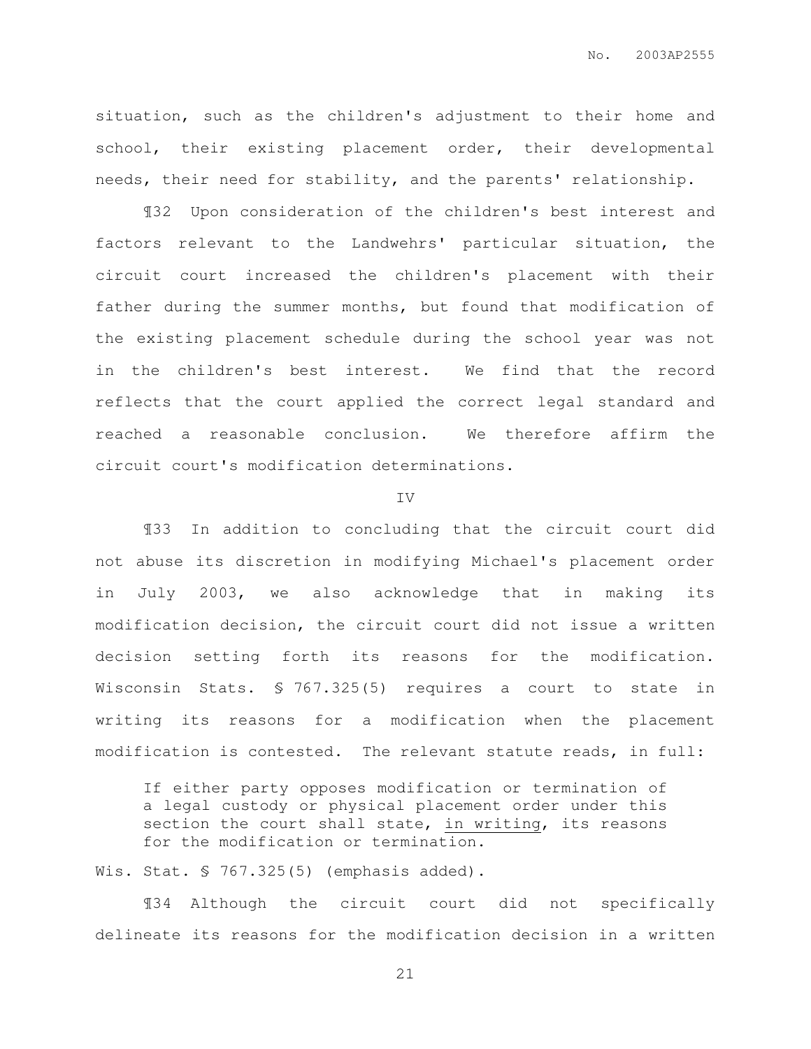situation, such as the children's adjustment to their home and school, their existing placement order, their developmental needs, their need for stability, and the parents' relationship.

¶32 Upon consideration of the children's best interest and factors relevant to the Landwehrs' particular situation, the circuit court increased the children's placement with their father during the summer months, but found that modification of the existing placement schedule during the school year was not in the children's best interest. We find that the record reflects that the court applied the correct legal standard and reached a reasonable conclusion. We therefore affirm the circuit court's modification determinations.

IV

¶33 In addition to concluding that the circuit court did not abuse its discretion in modifying Michael's placement order in July 2003, we also acknowledge that in making its modification decision, the circuit court did not issue a written decision setting forth its reasons for the modification. Wisconsin Stats. § 767.325(5) requires a court to state in writing its reasons for a modification when the placement modification is contested. The relevant statute reads, in full:

> If either party opposes modification or termination of a legal custody or physical placement order under this section the court shall state, <u>in writing</u>, its reasons for the modification or termination.

Wis. Stat. § 767.325(5) (emphasis added).

¶34 Although the circuit court did not specifically delineate its reasons for the modification decision in a written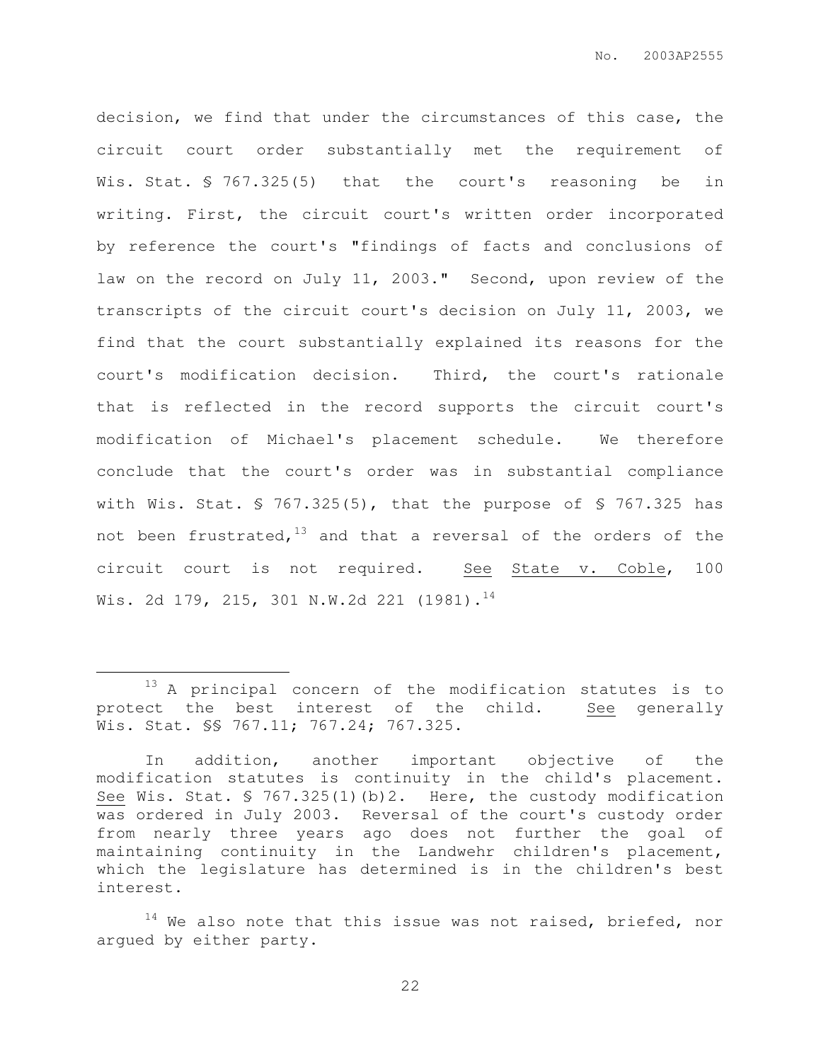decision, we find that under the circumstances of this case, the circuit court order substantially met the requirement of Wis. Stat. § 767.325(5) that the court's reasoning be in writing. First, the circuit court's written order incorporated by reference the court's "findings of facts and conclusions of law on the record on July 11, 2003." Second, upon review of the transcripts of the circuit court's decision on July 11, 2003, we find that the court substantially explained its reasons for the court's modification decision. Third, the court's rationale that is reflected in the record supports the circuit court's modification of Michael's placement schedule. We therefore conclude that the court's order was in substantial compliance with Wis. Stat. § 767.325(5), that the purpose of § 767.325 has not been frustrated,[13] and that a reversal of the orders of the circuit court is not required. See State v. Coble, 100 Wis. 2d 179, 215, 301 N.W.2d 221 (1981).[14]

---

[13] A principal concern of the modification statutes is to protect the best interest of the child. See generally Wis. Stat. §§ 767.11; 767.24; 767.325.

In addition, another important objective of the modification statutes is continuity in the child's placement. See Wis. Stat. § 767.325(1)(b)2. Here, the custody modification was ordered in July 2003. Reversal of the court's custody order from nearly three years ago does not further the goal of maintaining continuity in the Landwehr children's placement, which the legislature has determined is in the children's best interest.

[14] We also note that this issue was not raised, briefed, nor argued by either party.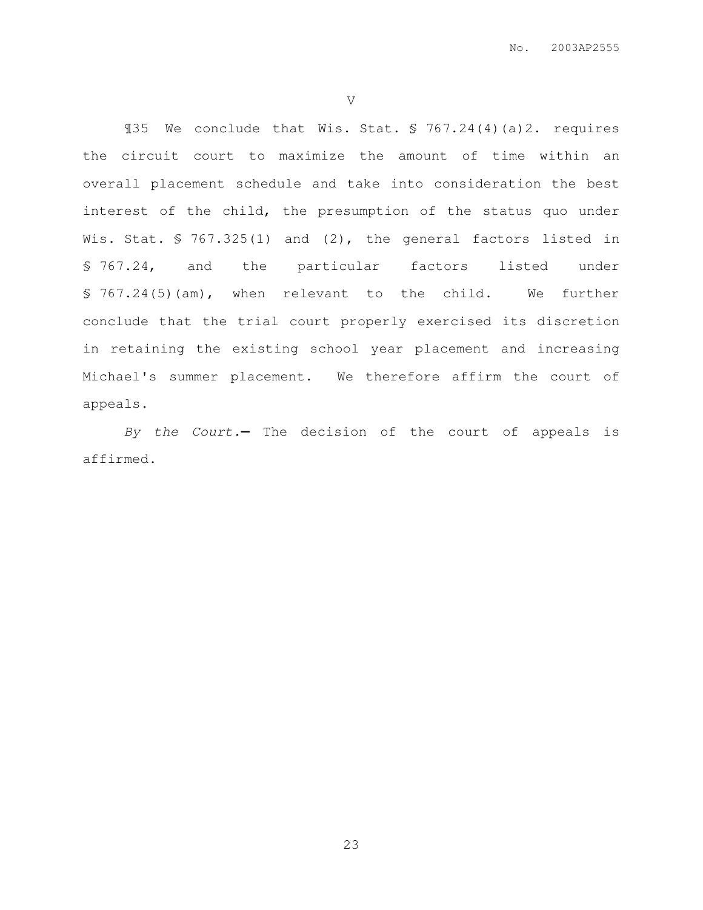## V

¶35 We conclude that Wis. Stat. § 767.24(4)(a)2. requires the circuit court to maximize the amount of time within an overall placement schedule and take into consideration the best interest of the child, the presumption of the status quo under Wis. Stat. § 767.325(1) and (2), the general factors listed in § 767.24, and the particular factors listed under § 767.24(5)(am), when relevant to the child. We further conclude that the trial court properly exercised its discretion in retaining the existing school year placement and increasing Michael's summer placement. We therefore affirm the court of appeals.

*By the Court.*— The decision of the court of appeals is affirmed.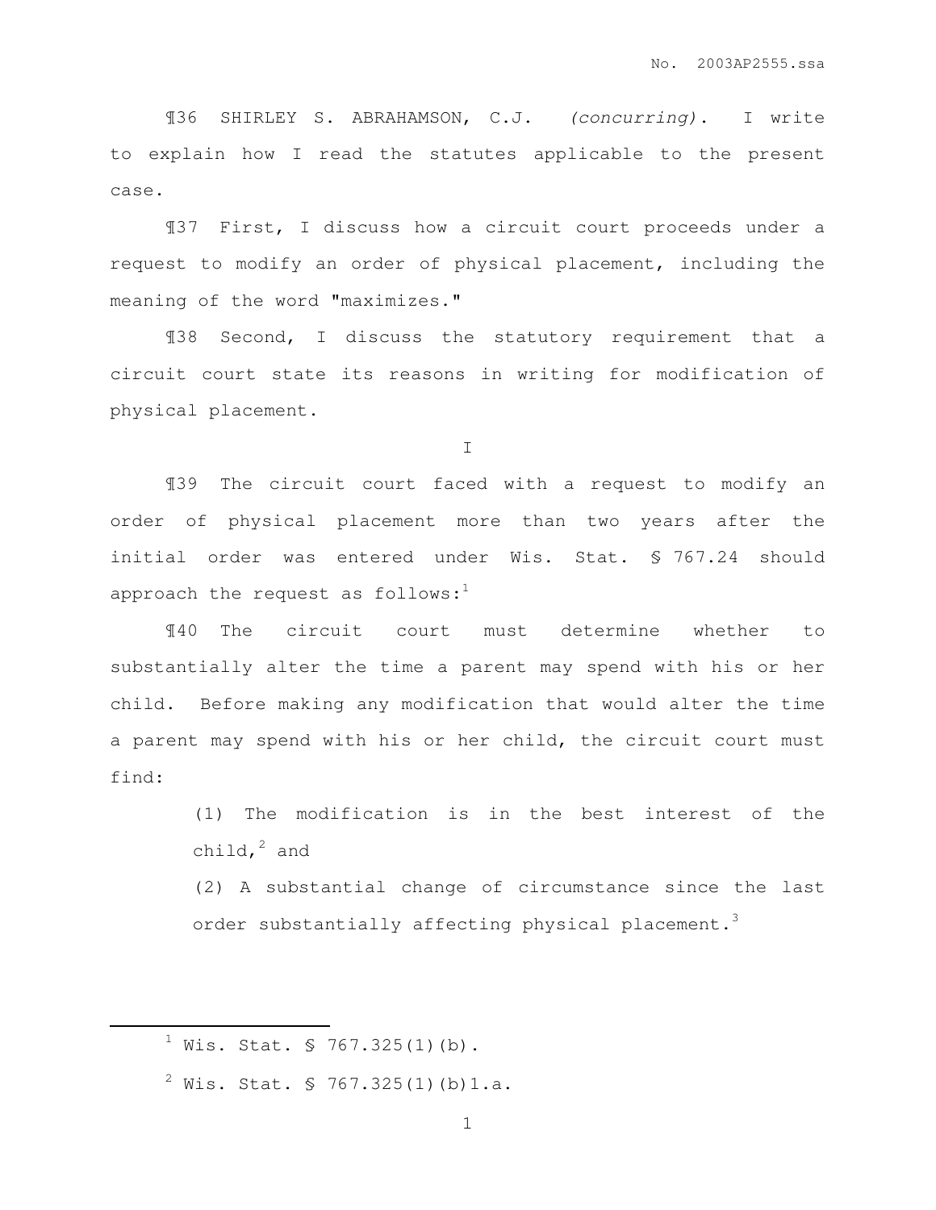¶36 SHIRLEY S. ABRAHAMSON, C.J. *(concurring)*. I write to explain how I read the statutes applicable to the present case.

¶37 First, I discuss how a circuit court proceeds under a request to modify an order of physical placement, including the meaning of the word "maximizes."

¶38 Second, I discuss the statutory requirement that a circuit court state its reasons in writing for modification of physical placement.

I

¶39 The circuit court faced with a request to modify an order of physical placement more than two years after the initial order was entered under Wis. Stat. § 767.24 should approach the request as follows:[1]

¶40 The circuit court must determine whether to substantially alter the time a parent may spend with his or her child. Before making any modification that would alter the time a parent may spend with his or her child, the circuit court must find:

> (1) The modification is in the best interest of the child,[2] and
>
> (2) A substantial change of circumstance since the last order substantially affecting physical placement.[3]

---

[1] Wis. Stat. § 767.325(1)(b).

[2] Wis. Stat. § 767.325(1)(b)1.a.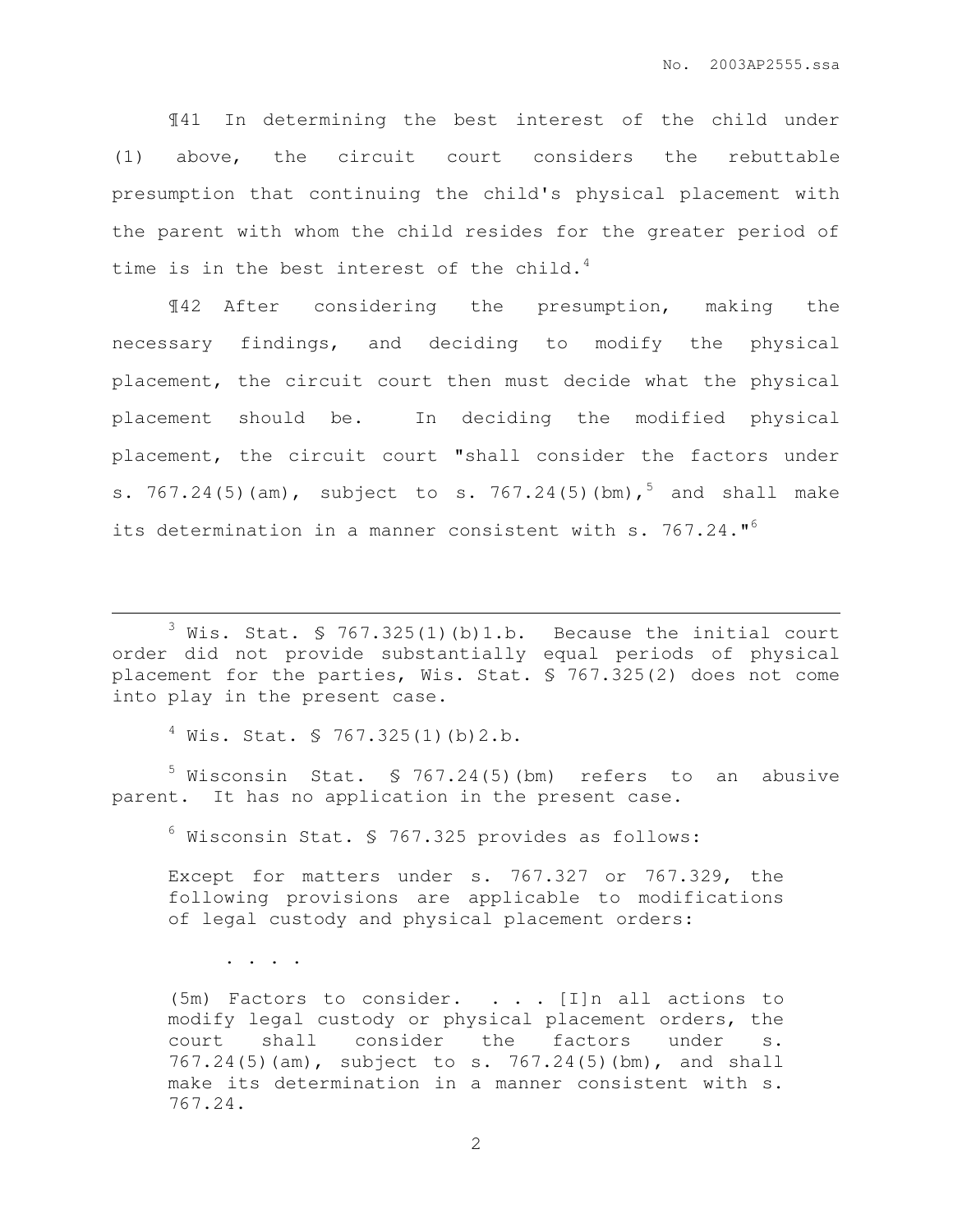¶41 In determining the best interest of the child under (1) above, the circuit court considers the rebuttable presumption that continuing the child's physical placement with the parent with whom the child resides for the greater period of time is in the best interest of the child.[4]

¶42 After considering the presumption, making the necessary findings, and deciding to modify the physical placement, the circuit court then must decide what the physical placement should be. In deciding the modified physical placement, the circuit court "shall consider the factors under s. 767.24(5)(am), subject to s. 767.24(5)(bm),[5] and shall make its determination in a manner consistent with s. 767.24."[6]

---

[3] Wis. Stat. § 767.325(1)(b)1.b. Because the initial court order did not provide substantially equal periods of physical placement for the parties, Wis. Stat. § 767.325(2) does not come into play in the present case.

[4] Wis. Stat. § 767.325(1)(b)2.b.

[5] Wisconsin Stat. § 767.24(5)(bm) refers to an abusive parent. It has no application in the present case.

[6] Wisconsin Stat. § 767.325 provides as follows:

> Except for matters under s. 767.327 or 767.329, the following provisions are applicable to modifications of legal custody and physical placement orders:
>
> . . . .
>
> (5m) Factors to consider. . . . [I]n all actions to modify legal custody or physical placement orders, the court shall consider the factors under s. 767.24(5)(am), subject to s. 767.24(5)(bm), and shall make its determination in a manner consistent with s. 767.24.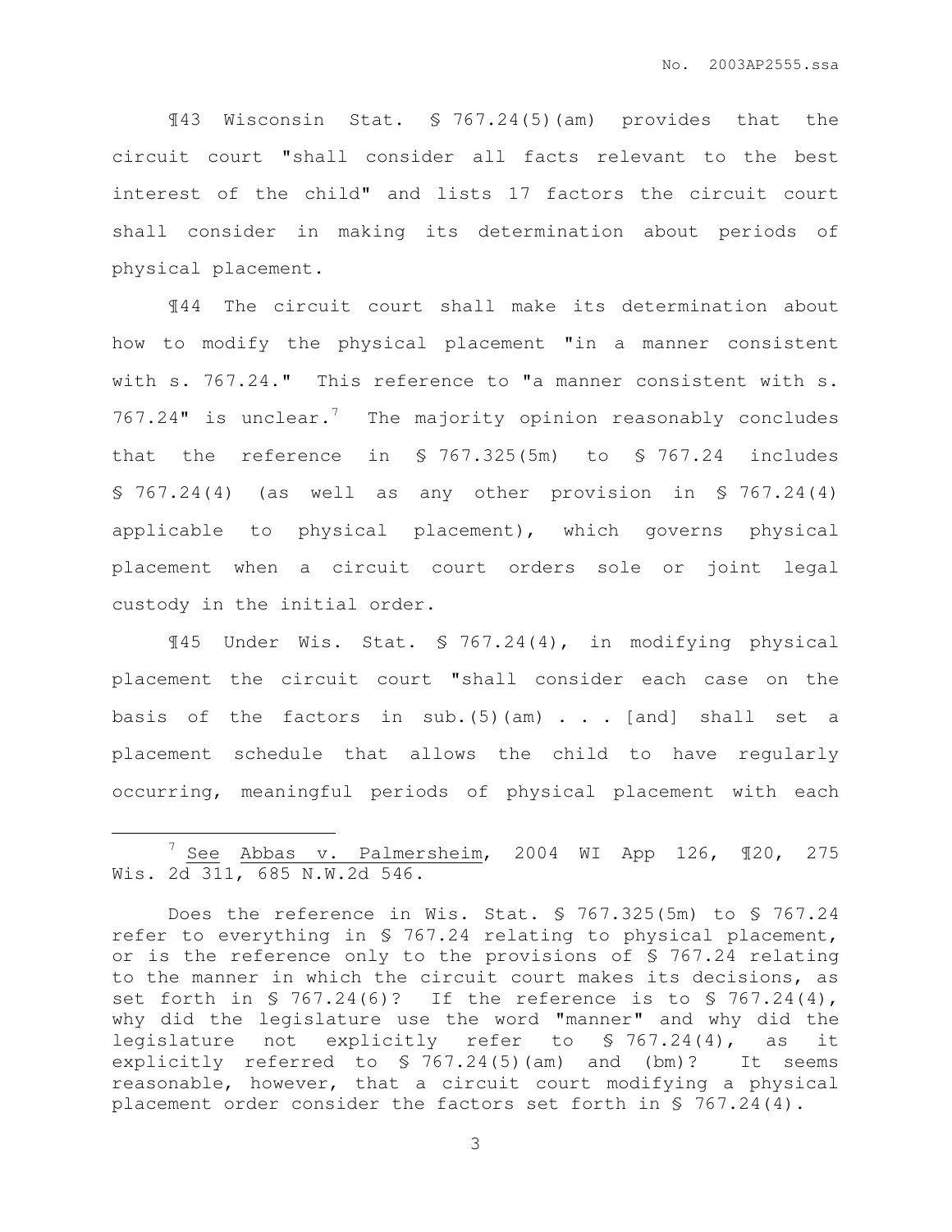¶43 Wisconsin Stat. § 767.24(5)(am) provides that the circuit court "shall consider all facts relevant to the best interest of the child" and lists 17 factors the circuit court shall consider in making its determination about periods of physical placement.

¶44 The circuit court shall make its determination about how to modify the physical placement "in a manner consistent with s. 767.24." This reference to "a manner consistent with s. 767.24" is unclear.[7] The majority opinion reasonably concludes that the reference in § 767.325(5m) to § 767.24 includes § 767.24(4) (as well as any other provision in § 767.24(4) applicable to physical placement), which governs physical placement when a circuit court orders sole or joint legal custody in the initial order.

¶45 Under Wis. Stat. § 767.24(4), in modifying physical placement the circuit court "shall consider each case on the basis of the factors in sub.(5)(am) . . . [and] shall set a placement schedule that allows the child to have regularly occurring, meaningful periods of physical placement with each

---

[7] See Abbas v. Palmersheim, 2004 WI App 126, ¶20, 275 Wis. 2d 311, 685 N.W.2d 546.

Does the reference in Wis. Stat. § 767.325(5m) to § 767.24 refer to everything in § 767.24 relating to physical placement, or is the reference only to the provisions of § 767.24 relating to the manner in which the circuit court makes its decisions, as set forth in § 767.24(6)? If the reference is to § 767.24(4), why did the legislature use the word "manner" and why did the legislature not explicitly refer to § 767.24(4), as it explicitly referred to § 767.24(5)(am) and (bm)? It seems reasonable, however, that a circuit court modifying a physical placement order consider the factors set forth in § 767.24(4).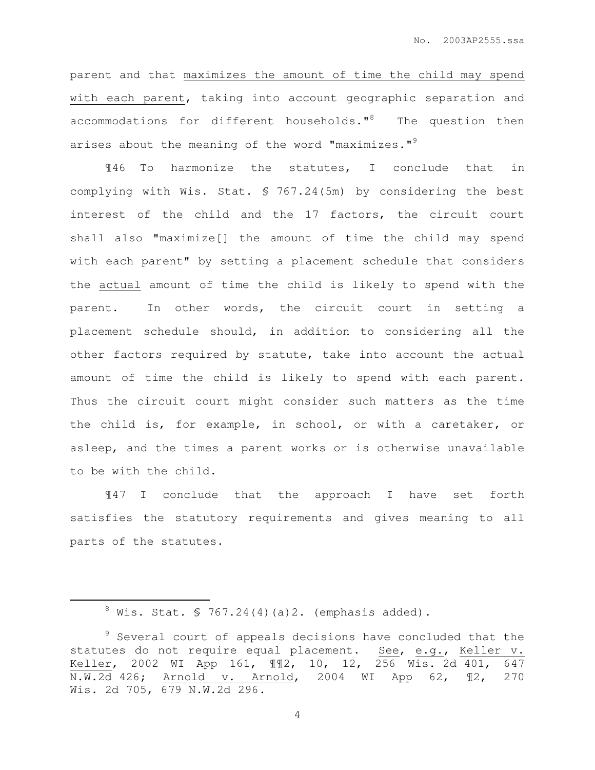parent and that maximizes the amount of time the child may spend with each parent, taking into account geographic separation and accommodations for different households."[8] The question then arises about the meaning of the word "maximizes."[9]

¶46 To harmonize the statutes, I conclude that in complying with Wis. Stat. § 767.24(5m) by considering the best interest of the child and the 17 factors, the circuit court shall also "maximize[] the amount of time the child may spend with each parent" by setting a placement schedule that considers the actual amount of time the child is likely to spend with the parent. In other words, the circuit court in setting a placement schedule should, in addition to considering all the other factors required by statute, take into account the actual amount of time the child is likely to spend with each parent. Thus the circuit court might consider such matters as the time the child is, for example, in school, or with a caretaker, or asleep, and the times a parent works or is otherwise unavailable to be with the child.

¶47 I conclude that the approach I have set forth satisfies the statutory requirements and gives meaning to all parts of the statutes.

---

[8] Wis. Stat. § 767.24(4)(a)2. (emphasis added).

[9] Several court of appeals decisions have concluded that the statutes do not require equal placement. See, e.g., Keller v. Keller, 2002 WI App 161, ¶¶2, 10, 12, 256 Wis. 2d 401, 647 N.W.2d 426; Arnold v. Arnold, 2004 WI App 62, ¶2, 270 Wis. 2d 705, 679 N.W.2d 296.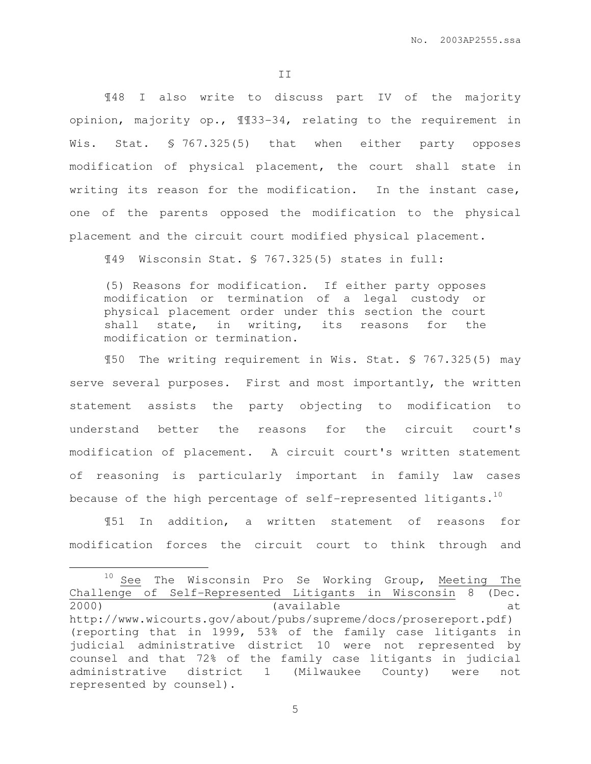## II

¶48 I also write to discuss part IV of the majority opinion, majority op., ¶¶33-34, relating to the requirement in Wis. Stat. § 767.325(5) that when either party opposes modification of physical placement, the court shall state in writing its reason for the modification. In the instant case, one of the parents opposed the modification to the physical placement and the circuit court modified physical placement.

¶49 Wisconsin Stat. § 767.325(5) states in full:

> (5) Reasons for modification. If either party opposes modification or termination of a legal custody or physical placement order under this section the court shall state, in writing, its reasons for the modification or termination.

¶50 The writing requirement in Wis. Stat. § 767.325(5) may serve several purposes. First and most importantly, the written statement assists the party objecting to modification to understand better the reasons for the circuit court's modification of placement. A circuit court's written statement of reasoning is particularly important in family law cases because of the high percentage of self-represented litigants.[10]

¶51 In addition, a written statement of reasons for modification forces the circuit court to think through and

---

[10] See The Wisconsin Pro Se Working Group, Meeting The Challenge of Self-Represented Litigants in Wisconsin 8 (Dec. 2000) (available at http://www.wicourts.gov/about/pubs/supreme/docs/prosereport.pdf) (reporting that in 1999, 53% of the family case litigants in judicial administrative district 10 were not represented by counsel and that 72% of the family case litigants in judicial administrative district 1 (Milwaukee County) were not represented by counsel).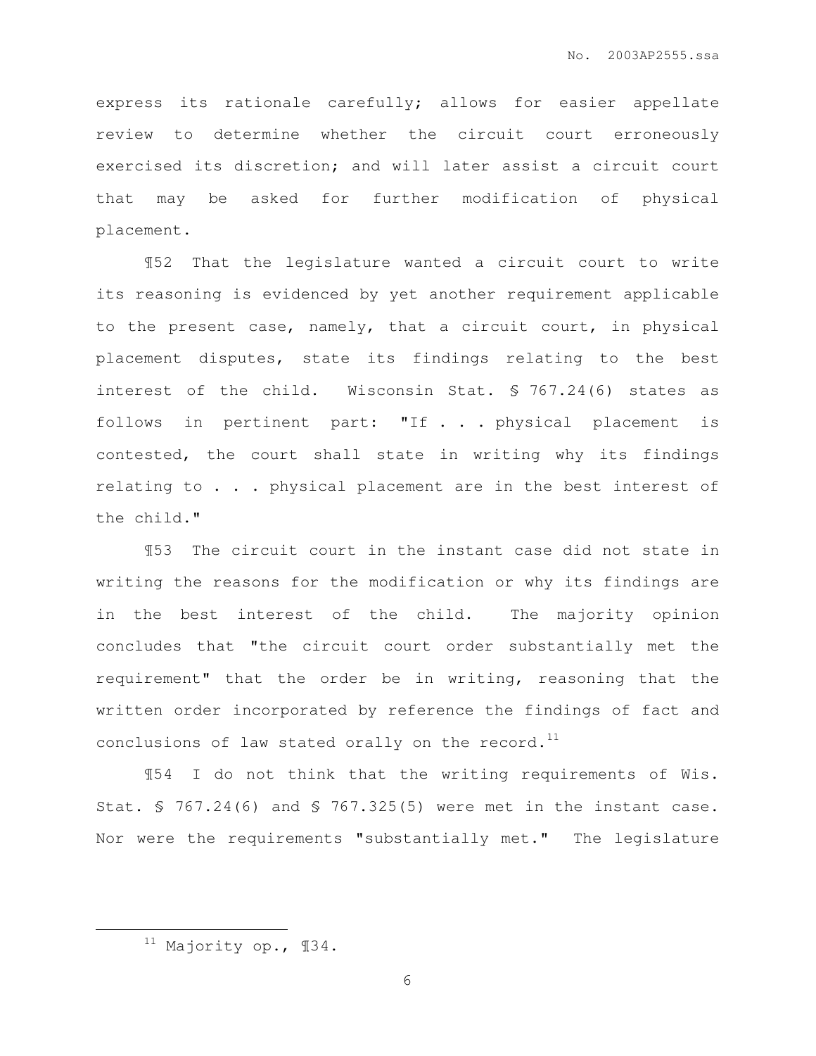express its rationale carefully; allows for easier appellate review to determine whether the circuit court erroneously exercised its discretion; and will later assist a circuit court that may be asked for further modification of physical placement.

¶52 That the legislature wanted a circuit court to write its reasoning is evidenced by yet another requirement applicable to the present case, namely, that a circuit court, in physical placement disputes, state its findings relating to the best interest of the child. Wisconsin Stat. § 767.24(6) states as follows in pertinent part: "If . . . physical placement is contested, the court shall state in writing why its findings relating to . . . physical placement are in the best interest of the child."

¶53 The circuit court in the instant case did not state in writing the reasons for the modification or why its findings are in the best interest of the child. The majority opinion concludes that "the circuit court order substantially met the requirement" that the order be in writing, reasoning that the written order incorporated by reference the findings of fact and conclusions of law stated orally on the record.[11]

¶54 I do not think that the writing requirements of Wis. Stat. § 767.24(6) and § 767.325(5) were met in the instant case. Nor were the requirements "substantially met." The legislature

[11] Majority op., ¶34.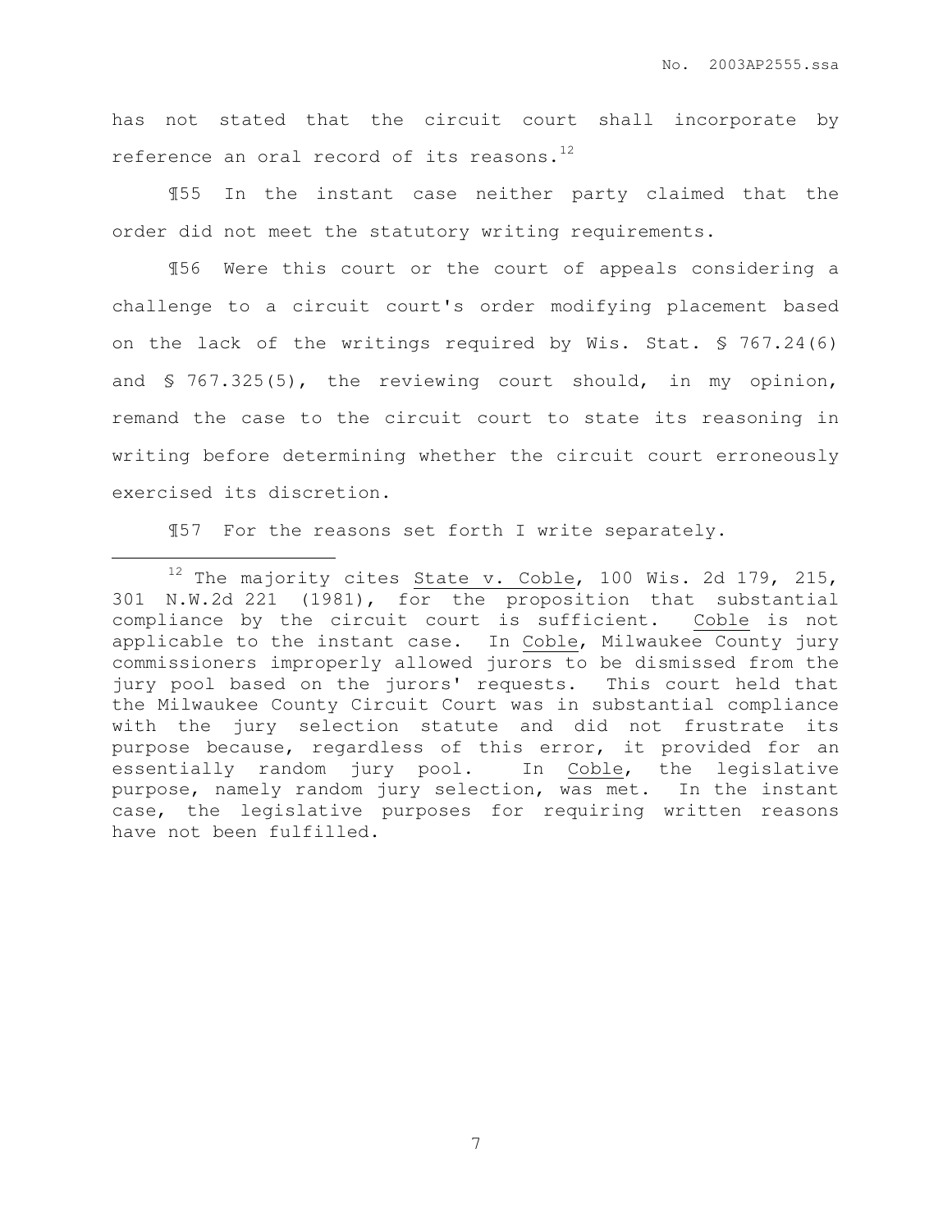has not stated that the circuit court shall incorporate by reference an oral record of its reasons.[12]

¶55 In the instant case neither party claimed that the order did not meet the statutory writing requirements.

¶56 Were this court or the court of appeals considering a challenge to a circuit court's order modifying placement based on the lack of the writings required by Wis. Stat. § 767.24(6) and § 767.325(5), the reviewing court should, in my opinion, remand the case to the circuit court to state its reasoning in writing before determining whether the circuit court erroneously exercised its discretion.

¶57 For the reasons set forth I write separately.

---

[12] The majority cites State v. Coble, 100 Wis. 2d 179, 215, 301 N.W.2d 221 (1981), for the proposition that substantial compliance by the circuit court is sufficient. Coble is not applicable to the instant case. In Coble, Milwaukee County jury commissioners improperly allowed jurors to be dismissed from the jury pool based on the jurors' requests. This court held that the Milwaukee County Circuit Court was in substantial compliance with the jury selection statute and did not frustrate its purpose because, regardless of this error, it provided for an essentially random jury pool. In Coble, the legislative purpose, namely random jury selection, was met. In the instant case, the legislative purposes for requiring written reasons have not been fulfilled.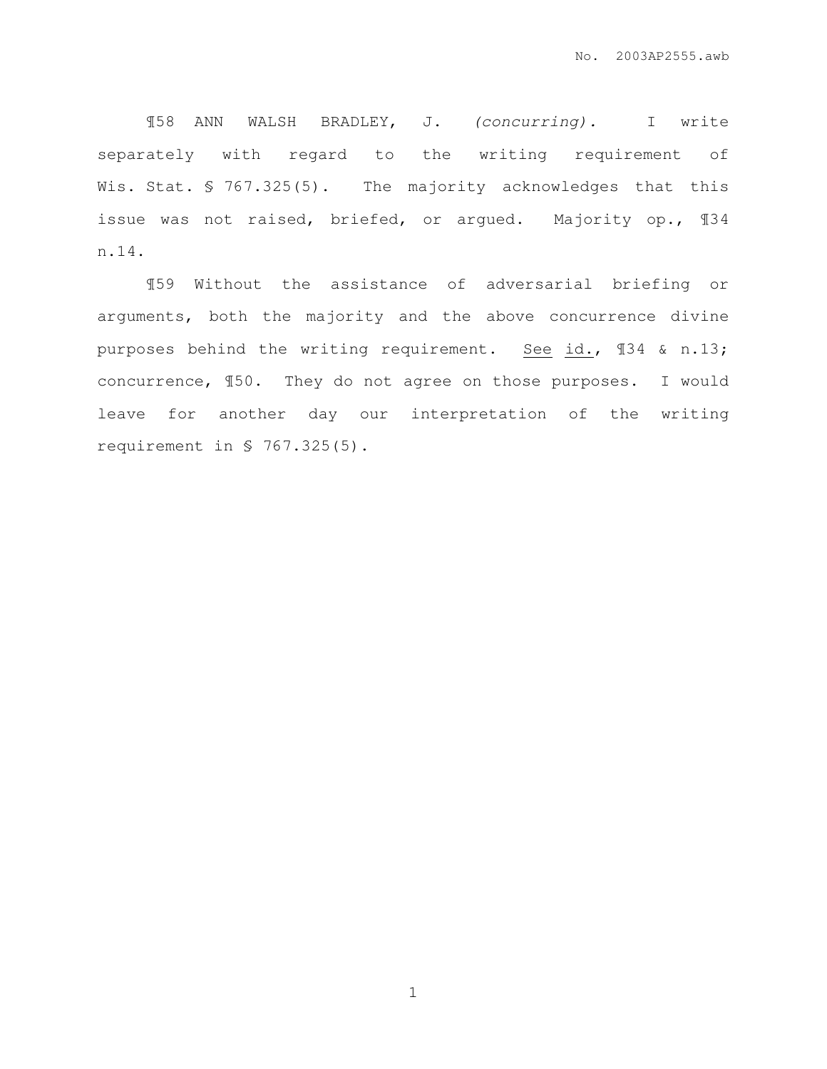¶58 ANN WALSH BRADLEY, J. *(concurring).* I write separately with regard to the writing requirement of Wis. Stat. § 767.325(5). The majority acknowledges that this issue was not raised, briefed, or argued. Majority op., ¶34 n.14.

¶59 Without the assistance of adversarial briefing or arguments, both the majority and the above concurrence divine purposes behind the writing requirement. See id., ¶34 & n.13; concurrence, ¶50. They do not agree on those purposes. I would leave for another day our interpretation of the writing requirement in § 767.325(5).